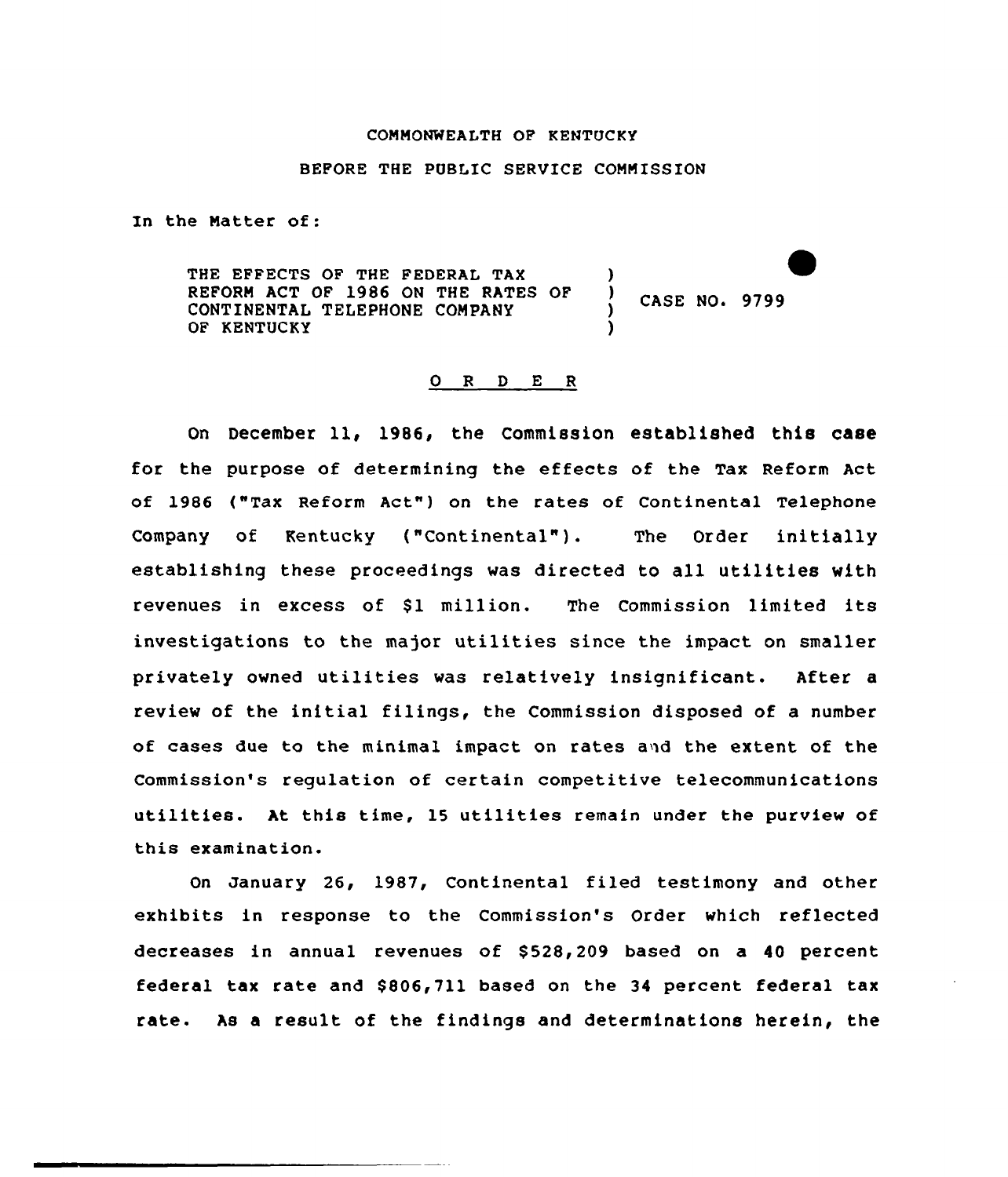COMMONWEALTH OF KENTUCKY

BEFORE THE PUBLIC SERVICE COMMISSION

In the Matter of:

| | | |
|---|---|---|
| THE EFFECTS OF THE FEDERAL TAX REFORM ACT OF 1986 ON THE RATES OF CONTINENTAL TELEPHONE COMPANY OF KENTUCKY | ) ) ) ) | CASE NO. 9799 |

## O R D E R

On December 11, 1986, the Commission established this case for the purpose of determining the effects of the Tax Reform Act of 1986 ("Tax Reform Act") on the rates of Continental Telephone Company of Kentucky ("Continental"). The Order initially establishing these proceedings was directed to all utilities with revenues in excess of $1 million. The Commission limited its investigations to the major utilities since the impact on smaller privately owned utilities was relatively insignificant. After a review of the initial filings, the Commission disposed of a number of cases due to the minimal impact on rates and the extent of the Commission's regulation of certain competitive telecommunications utilities. At this time, 15 utilities remain under the purview of this examination.

On January 26, 1987, Continental filed testimony and other exhibits in response to the Commission's Order which reflected decreases in annual revenues of $528,209 based on a 40 percent federal tax rate and $806,711 based on the 34 percent federal tax rate. As a result of the findings and determinations herein, the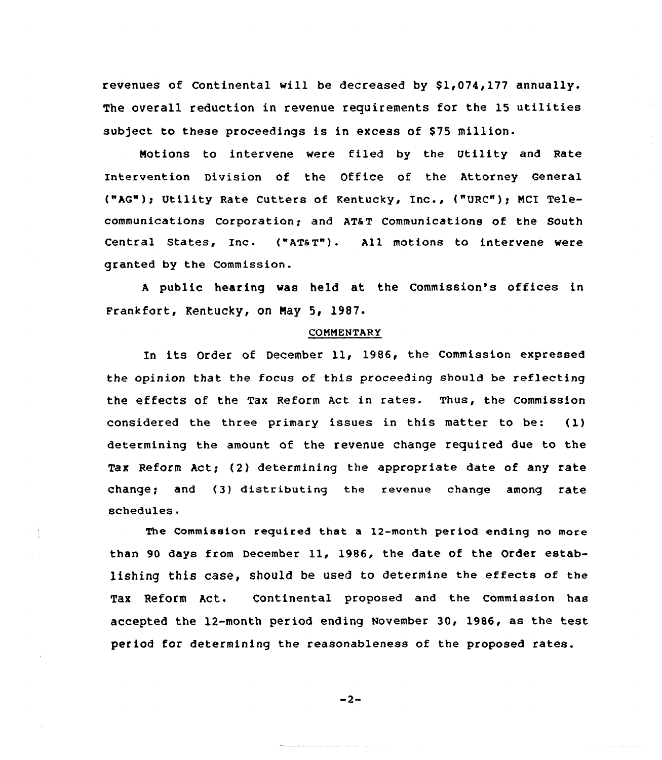revenues of Continental will be decreased by $1,074,177 annually. The overall reduction in revenue requirements for the 15 utilities subject to these proceedings is in excess of $75 million.

Motions to intervene were filed by the Utility and Rate Intervention Division of the Office of the Attorney General ("AG"); Utility Rate Cutters of Kentucky, Inc., ("URC"); MCI Telecommunications Corporation; and AT&T Communications of the South Central States, Inc. ("AT&T"). All motions to intervene were granted by the Commission.

A public hearing was held at the Commission's offices in Frankfort, Kentucky, on May 5, 1987.

## COMMENTARY

In its Order of December 11, 1986, the Commission expressed the opinion that the focus of this proceeding should be reflecting the effects of the Tax Reform Act in rates. Thus, the Commission considered the three primary issues in this matter to be: (1) determining the amount of the revenue change required due to the Tax Reform Act; (2) determining the appropriate date of any rate change; and (3) distributing the revenue change among rate schedules.

The Commission required that a 12-month period ending no more than 90 days from December 11, 1986, the date of the Order establishing this case, should be used to determine the effects of the Tax Reform Act. Continental proposed and the Commission has accepted the 12-month period ending November 30, 1986, as the test period for determining the reasonableness of the proposed rates.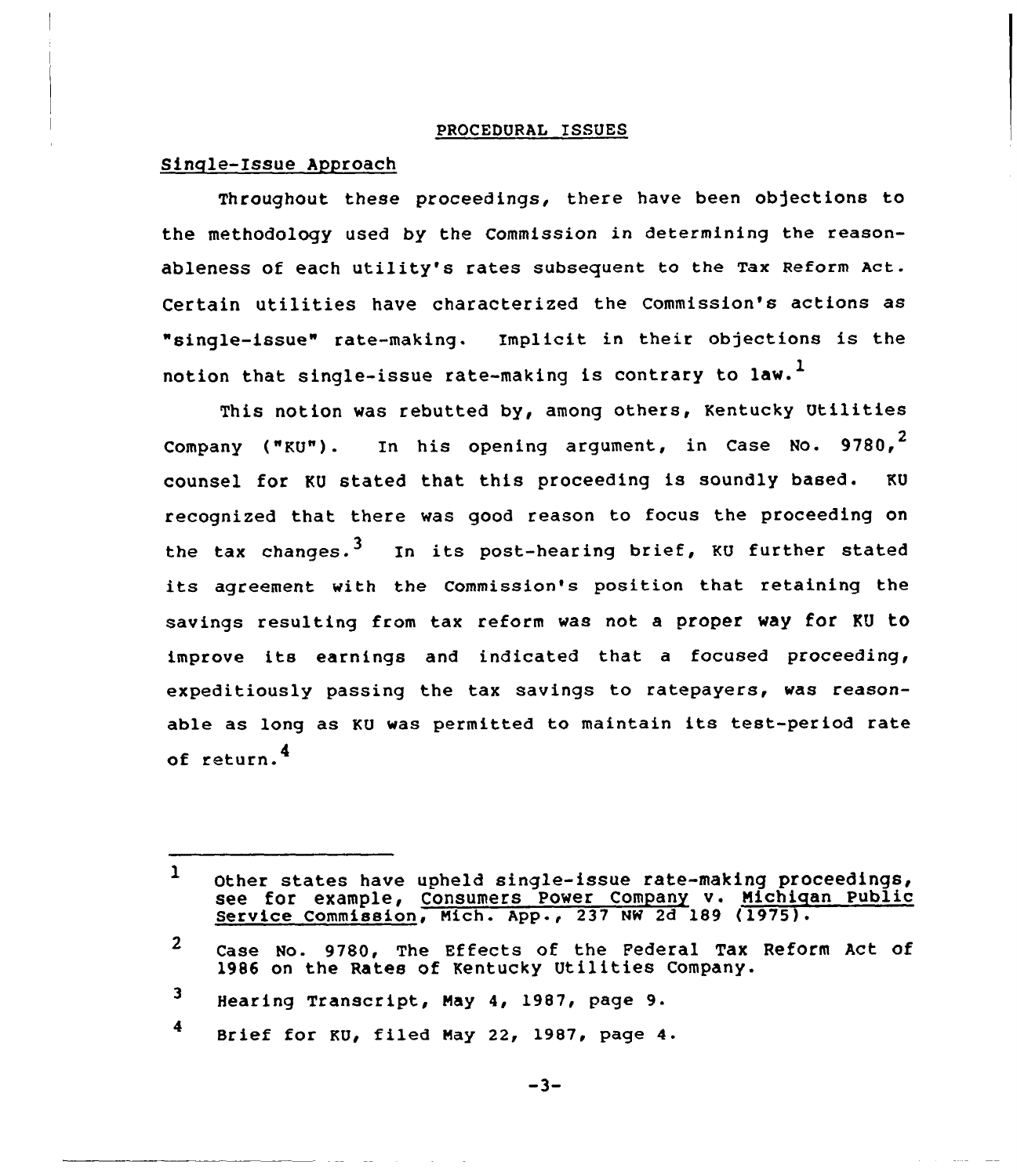## PROCEDURAL ISSUES

### Single-Issue Approach

Throughout these proceedings, there have been objections to the methodology used by the Commission in determining the reasonableness of each utility's rates subsequent to the Tax Reform Act. Certain utilities have characterized the Commission's actions as "single-issue" rate-making. Implicit in their objections is the notion that single-issue rate-making is contrary to law.[1]

This notion was rebutted by, among others, Kentucky Utilities Company ("KU"). In his opening argument, in Case No. 9780,[2] counsel for KU stated that this proceeding is soundly based. KU recognized that there was good reason to focus the proceeding on the tax changes.[3] In its post-hearing brief, KU further stated its agreement with the Commission's position that retaining the savings resulting from tax reform was not a proper way for KU to improve its earnings and indicated that a focused proceeding, expeditiously passing the tax savings to ratepayers, was reasonable as long as KU was permitted to maintain its test-period rate of return.[4]

---

[1] Other states have upheld single-issue rate-making proceedings, see for example, Consumers Power Company v. Michigan Public Service Commission, Mich. App., 237 NW 2d 189 (1975).

[2] Case No. 9780, The Effects of the Federal Tax Reform Act of 1986 on the Rates of Kentucky Utilities Company.

[3] Hearing Transcript, May 4, 1987, page 9.

[4] Brief for KU, filed May 22, 1987, page 4.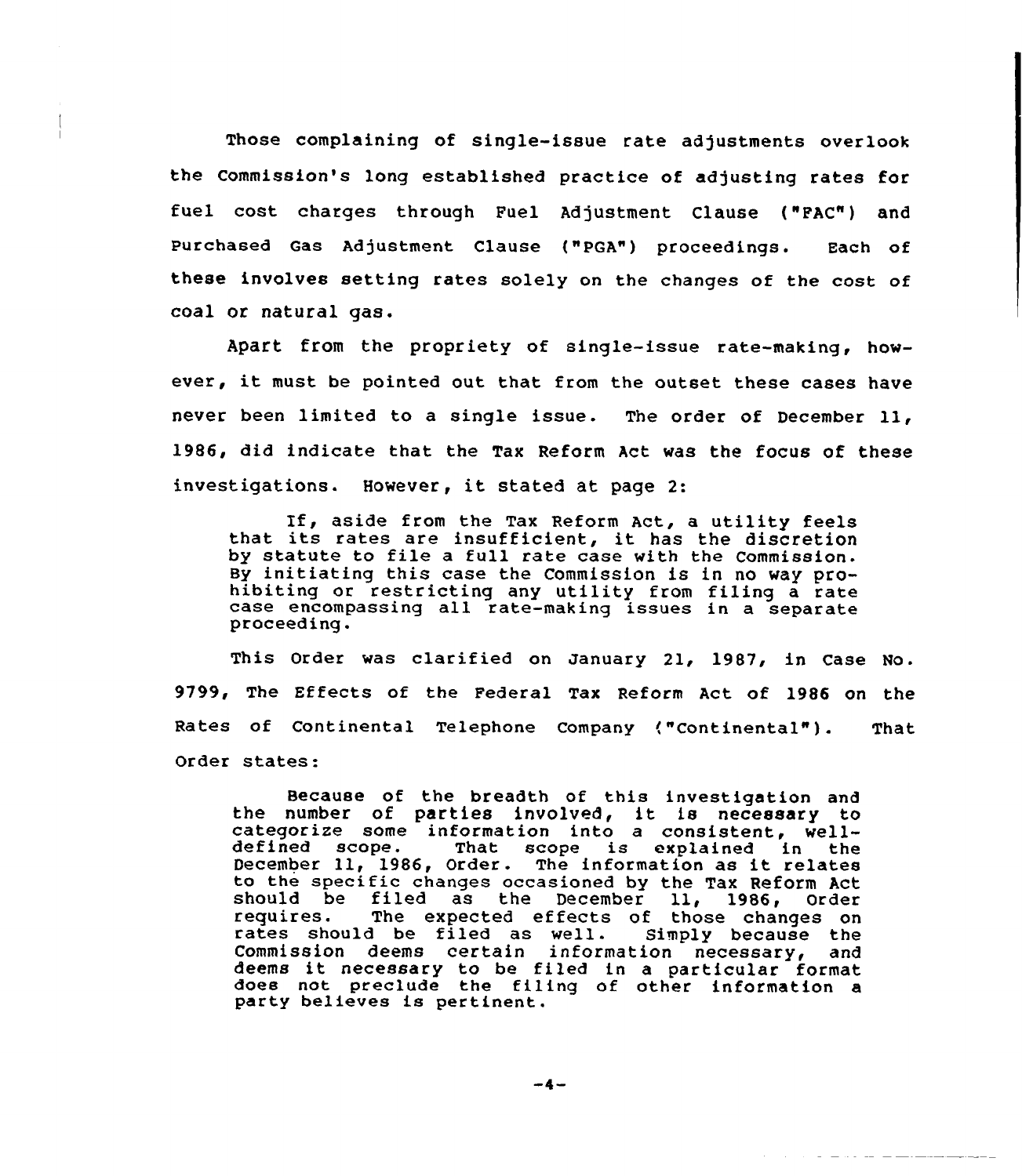Those complaining of single-issue rate adjustments overlook the Commission's long established practice of adjusting rates for fuel cost charges through Fuel Adjustment Clause ("FAC") and Purchased Gas Adjustment Clause ("PGA") proceedings. Each of these involves setting rates solely on the changes of the cost of coal or natural gas.

Apart from the propriety of single-issue rate-making, however, it must be pointed out that from the outset these cases have never been limited to a single issue. The order of December 11, 1986, did indicate that the Tax Reform Act was the focus of these investigations. However, it stated at page 2:

> If, aside from the Tax Reform Act, a utility feels that its rates are insufficient, it has the discretion by statute to file a full rate case with the Commission. By initiating this case the Commission is in no way prohibiting or restricting any utility from filing a rate case encompassing all rate-making issues in a separate proceeding.

This Order was clarified on January 21, 1987, in Case No. 9799, The Effects of the Federal Tax Reform Act of 1986 on the Rates of Continental Telephone Company ("Continental"). That Order states:

> Because of the breadth of this investigation and the number of parties involved, it is necessary to categorize some information into a consistent, well-defined scope. That scope is explained in the December 11, 1986, Order. The information as it relates to the specific changes occasioned by the Tax Reform Act should be filed as the December 11, 1986, Order requires. The expected effects of those changes on rates should be filed as well. Simply because the Commission deems certain information necessary, and deems it necessary to be filed in a particular format does not preclude the filing of other information a party believes is pertinent.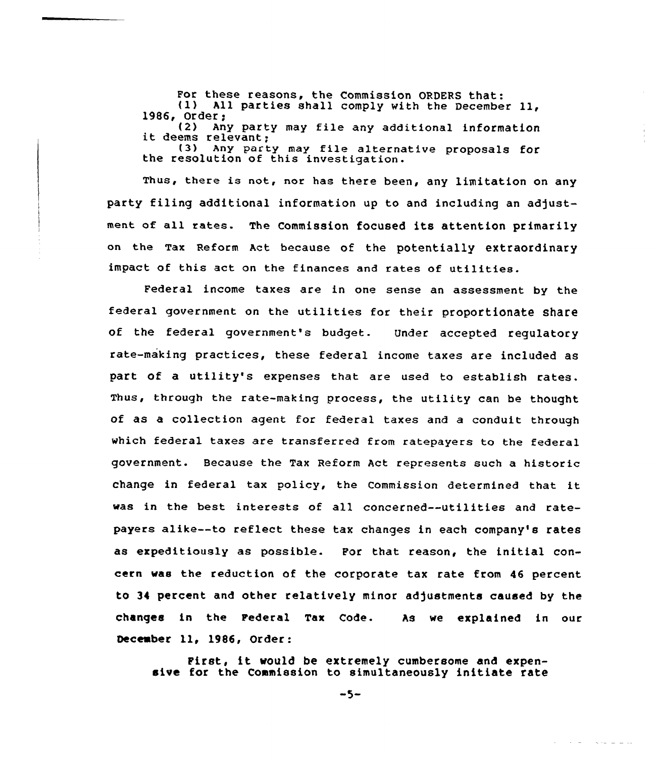> For these reasons, the Commission ORDERS that:
> (1) All parties shall comply with the December 11, 1986, Order;
> (2) Any party may file any additional information it deems relevant;
> (3) Any party may file alternative proposals for the resolution of this investigation.

Thus, there is not, nor has there been, any limitation on any party filing additional information up to and including an adjustment of all rates. The Commission focused its attention primarily on the Tax Reform Act because of the potentially extraordinary impact of this act on the finances and rates of utilities.

Federal income taxes are in one sense an assessment by the federal government on the utilities for their proportionate share of the federal government's budget. Under accepted regulatory rate-making practices, these federal income taxes are included as part of a utility's expenses that are used to establish rates. Thus, through the rate-making process, the utility can be thought of as a collection agent for federal taxes and a conduit through which federal taxes are transferred from ratepayers to the federal government. Because the Tax Reform Act represents such a historic change in federal tax policy, the Commission determined that it was in the best interests of all concerned--utilities and ratepayers alike--to reflect these tax changes in each company's rates as expeditiously as possible. For that reason, the initial concern was the reduction of the corporate tax rate from 46 percent to 34 percent and other relatively minor adjustments caused by the changes in the Federal Tax Code. As we explained in our December 11, 1986, Order:

> First, it would be extremely cumbersome and expensive for the Commission to simultaneously initiate rate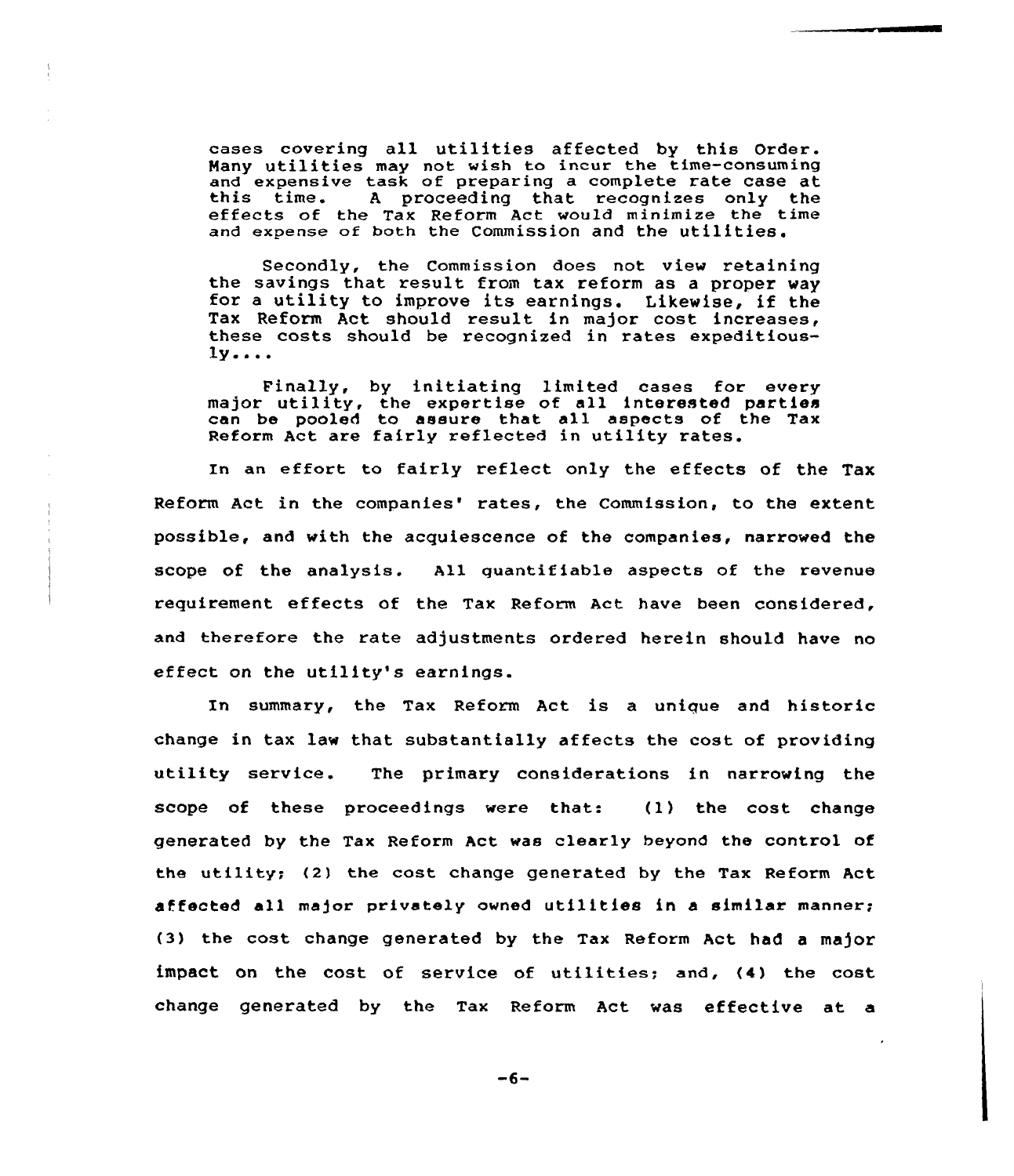> cases covering all utilities affected by this Order. Many utilities may not wish to incur the time-consuming and expensive task of preparing a complete rate case at this time. A proceeding that recognizes only the effects of the Tax Reform Act would minimize the time and expense of both the Commission and the utilities.
>
> Secondly, the Commission does not view retaining the savings that result from tax reform as a proper way for a utility to improve its earnings. Likewise, if the Tax Reform Act should result in major cost increases, these costs should be recognized in rates expeditiously....
>
> Finally, by initiating limited cases for every major utility, the expertise of all interested parties can be pooled to assure that all aspects of the Tax Reform Act are fairly reflected in utility rates.

In an effort to fairly reflect only the effects of the Tax Reform Act in the companies' rates, the Commission, to the extent possible, and with the acquiescence of the companies, narrowed the scope of the analysis. All quantifiable aspects of the revenue requirement effects of the Tax Reform Act have been considered, and therefore the rate adjustments ordered herein should have no effect on the utility's earnings.

In summary, the Tax Reform Act is a unique and historic change in tax law that substantially affects the cost of providing utility service. The primary considerations in narrowing the scope of these proceedings were that: (1) the cost change generated by the Tax Reform Act was clearly beyond the control of the utility; (2) the cost change generated by the Tax Reform Act affected all major privately owned utilities in a similar manner; (3) the cost change generated by the Tax Reform Act had a major impact on the cost of service of utilities; and, (4) the cost change generated by the Tax Reform Act was effective at a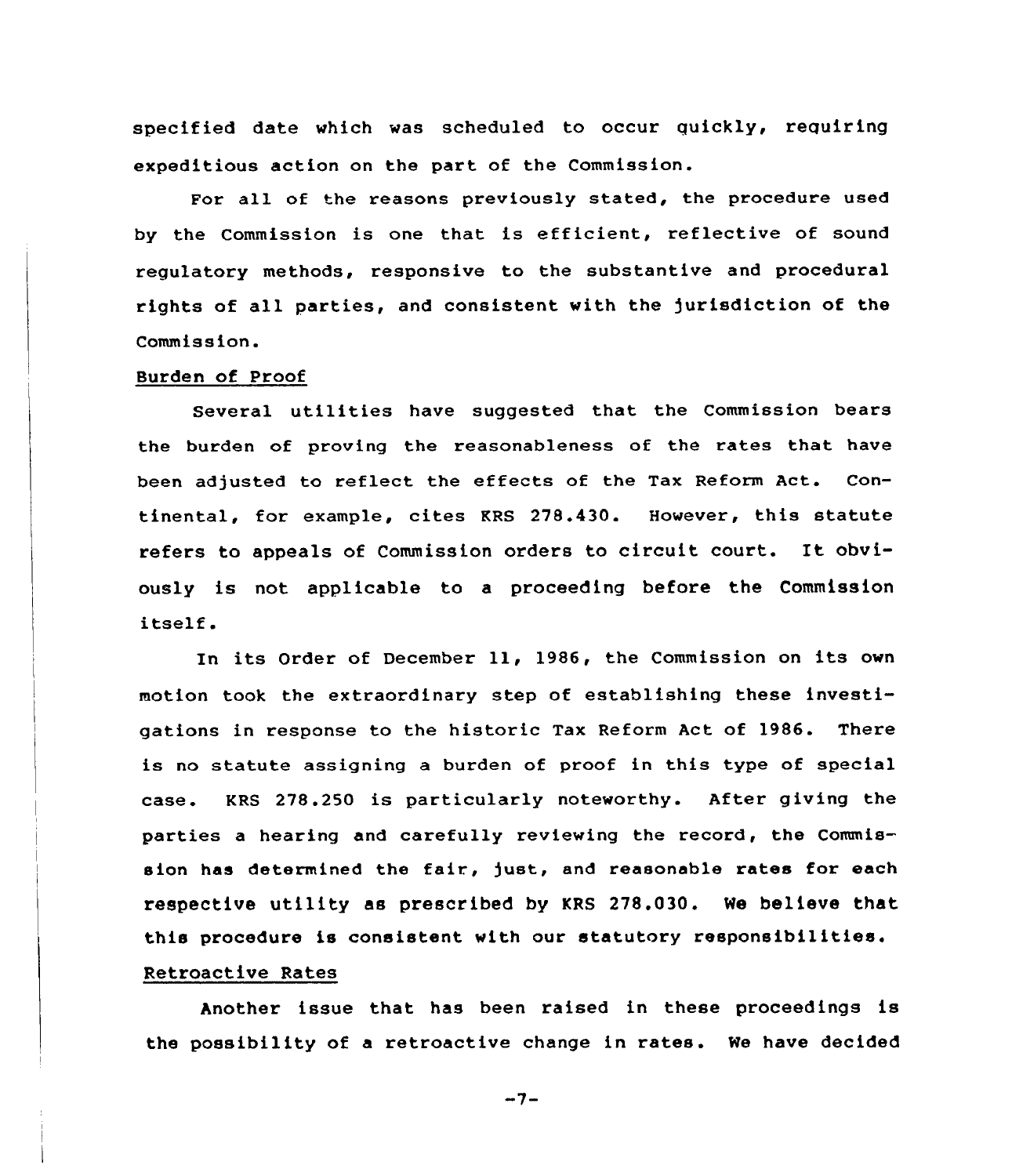specified date which was scheduled to occur quickly, requiring expeditious action on the part of the Commission.

For all of the reasons previously stated, the procedure used by the Commission is one that is efficient, reflective of sound regulatory methods, responsive to the substantive and procedural rights of all parties, and consistent with the jurisdiction of the Commission.

Burden of Proof

Several utilities have suggested that the Commission bears the burden of proving the reasonableness of the rates that have been adjusted to reflect the effects of the Tax Reform Act. Continental, for example, cites KRS 278.430. However, this statute refers to appeals of Commission orders to circuit court. It obviously is not applicable to a proceeding before the Commission itself.

In its Order of December 11, 1986, the Commission on its own motion took the extraordinary step of establishing these investigations in response to the historic Tax Reform Act of 1986. There is no statute assigning a burden of proof in this type of special case. KRS 278.250 is particularly noteworthy. After giving the parties a hearing and carefully reviewing the record, the Commission has determined the fair, just, and reasonable rates for each respective utility as prescribed by KRS 278.030. We believe that this procedure is consistent with our statutory responsibilities.

Retroactive Rates

Another issue that has been raised in these proceedings is the possibility of a retroactive change in rates. We have decided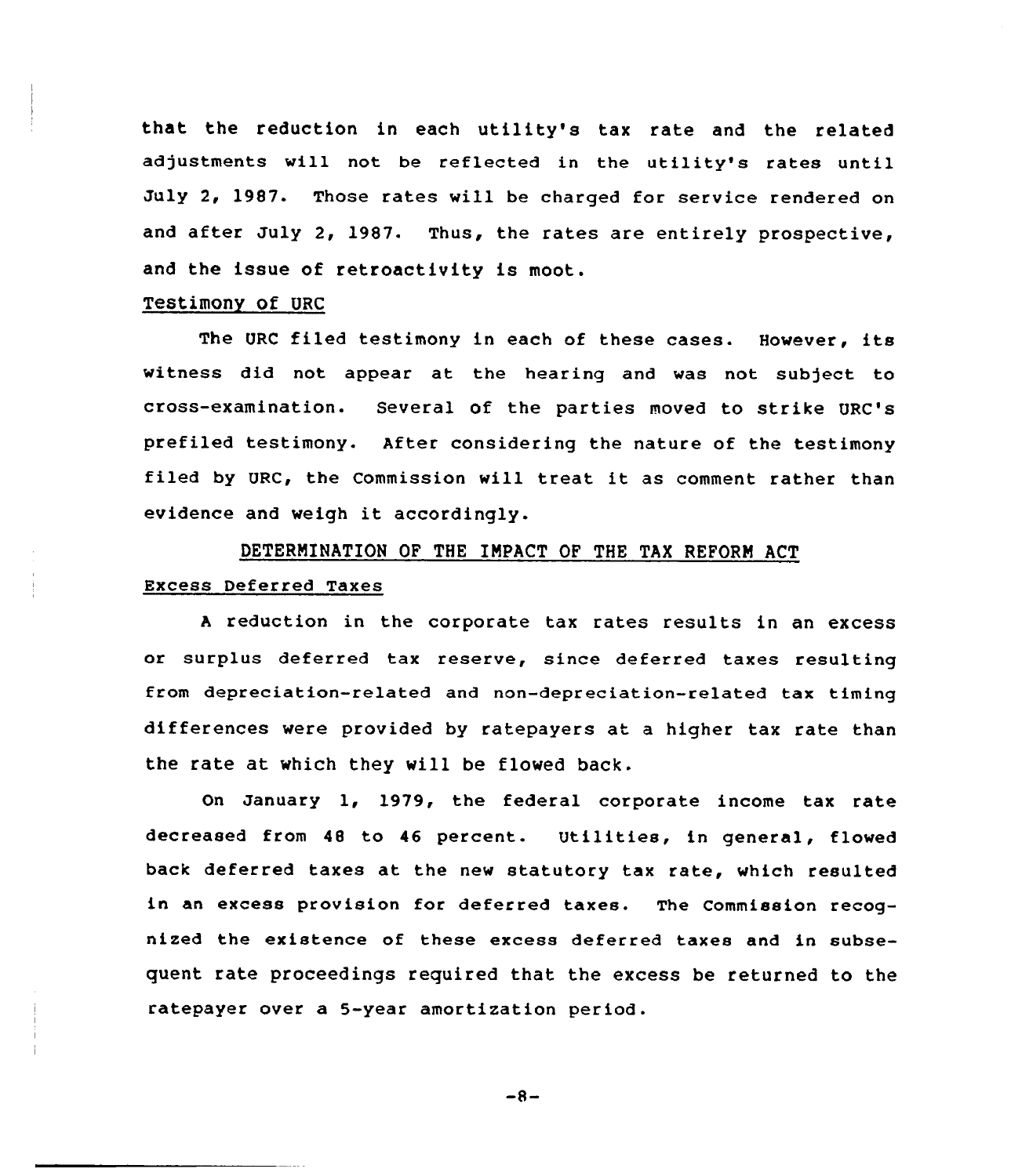that the reduction in each utility's tax rate and the related adjustments will not be reflected in the utility's rates until July 2, 1987. Those rates will be charged for service rendered on and after July 2, 1987. Thus, the rates are entirely prospective, and the issue of retroactivity is moot.

Testimony of URC

The URC filed testimony in each of these cases. However, its witness did not appear at the hearing and was not subject to cross-examination. Several of the parties moved to strike URC's prefiled testimony. After considering the nature of the testimony filed by URC, the Commission will treat it as comment rather than evidence and weigh it accordingly.

## DETERMINATION OF THE IMPACT OF THE TAX REFORM ACT

Excess Deferred Taxes

A reduction in the corporate tax rates results in an excess or surplus deferred tax reserve, since deferred taxes resulting from depreciation-related and non-depreciation-related tax timing differences were provided by ratepayers at a higher tax rate than the rate at which they will be flowed back.

On January 1, 1979, the federal corporate income tax rate decreased from 48 to 46 percent. Utilities, in general, flowed back deferred taxes at the new statutory tax rate, which resulted in an excess provision for deferred taxes. The Commission recognized the existence of these excess deferred taxes and in subsequent rate proceedings required that the excess be returned to the ratepayer over a 5-year amortization period.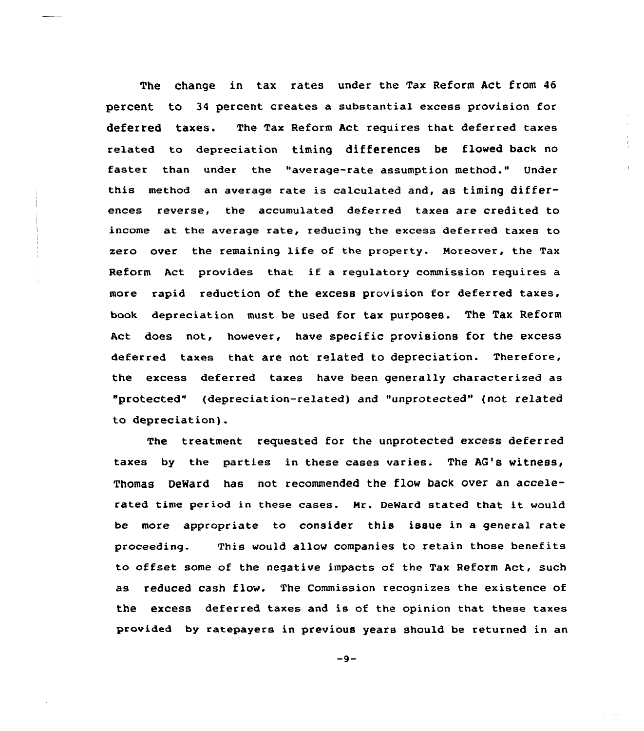The change in tax rates under the Tax Reform Act from 46 percent to 34 percent creates a substantial excess provision for deferred taxes. The Tax Reform Act requires that deferred taxes related to depreciation timing differences be flowed back no faster than under the "average-rate assumption method." Under this method an average rate is calculated and, as timing differences reverse, the accumulated deferred taxes are credited to income at the average rate, reducing the excess deferred taxes to zero over the remaining life of the property. Moreover, the Tax Reform Act provides that if a regulatory commission requires a more rapid reduction of the excess provision for deferred taxes, book depreciation must be used for tax purposes. The Tax Reform Act does not, however, have specific provisions for the excess deferred taxes that are not related to depreciation. Therefore, the excess deferred taxes have been generally characterized as "protected" (depreciation-related) and "unprotected" (not related to depreciation).

The treatment requested for the unprotected excess deferred taxes by the parties in these cases varies. The AG's witness, Thomas DeWard has not recommended the flow back over an accelerated time period in these cases. Mr. DeWard stated that it would be more appropriate to consider this issue in a general rate proceeding. This would allow companies to retain those benefits to offset some of the negative impacts of the Tax Reform Act, such as reduced cash flow. The Commission recognizes the existence of the excess deferred taxes and is of the opinion that these taxes provided by ratepayers in previous years should be returned in an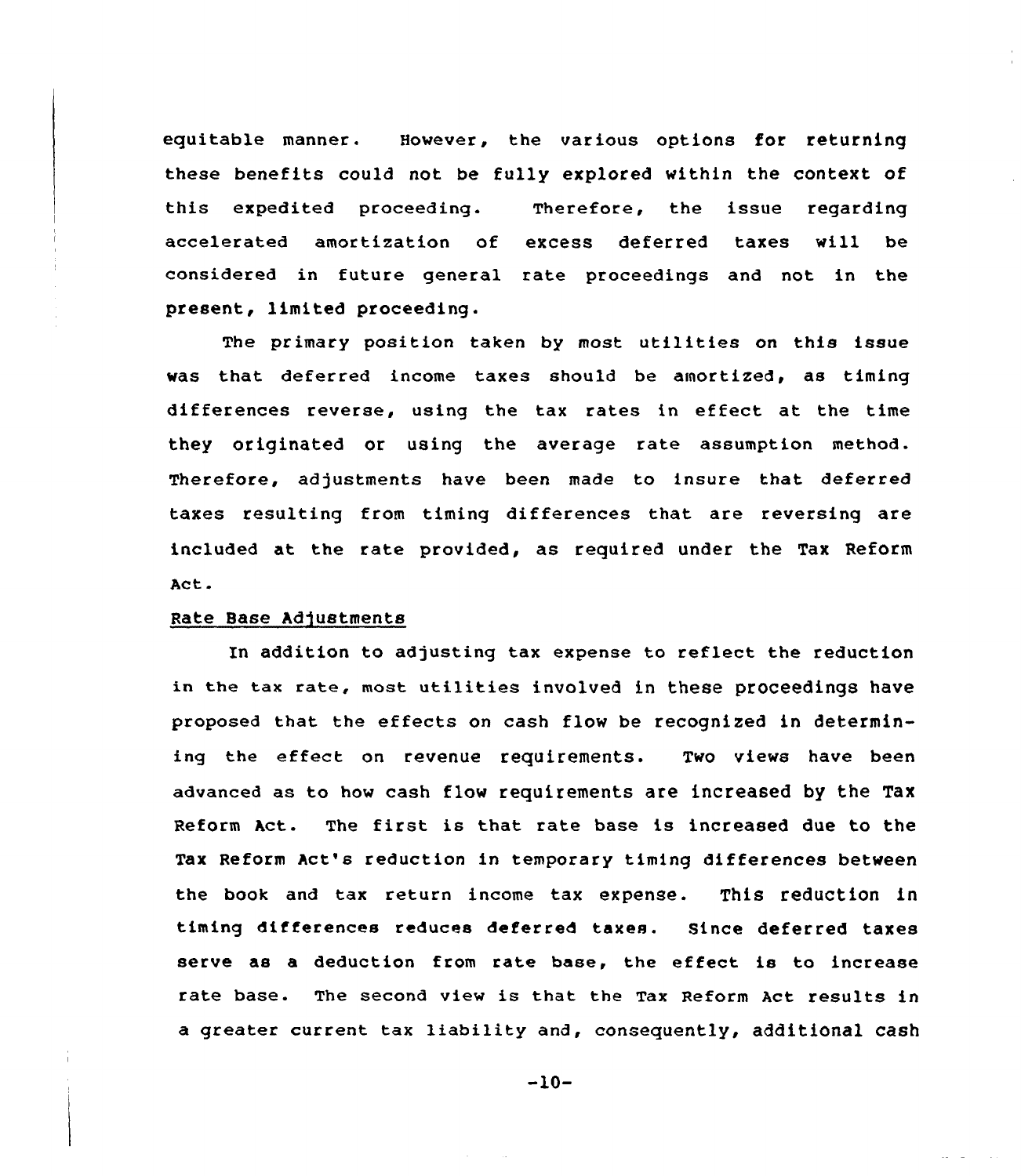equitable manner. However, the various options for returning these benefits could not be fully explored within the context of this expedited proceeding. Therefore, the issue regarding accelerated amortization of excess deferred taxes will be considered in future general rate proceedings and not in the present, limited proceeding.

The primary position taken by most utilities on this issue was that deferred income taxes should be amortized, as timing differences reverse, using the tax rates in effect at the time they originated or using the average rate assumption method. Therefore, adjustments have been made to insure that deferred taxes resulting from timing differences that are reversing are included at the rate provided, as required under the Tax Reform Act.

Rate Base Adjustments

In addition to adjusting tax expense to reflect the reduction in the tax rate, most utilities involved in these proceedings have proposed that the effects on cash flow be recognized in determining the effect on revenue requirements. Two views have been advanced as to how cash flow requirements are increased by the Tax Reform Act. The first is that rate base is increased due to the Tax Reform Act's reduction in temporary timing differences between the book and tax return income tax expense. This reduction in timing differences reduces deferred taxes. Since deferred taxes serve as a deduction from rate base, the effect is to increase rate base. The second view is that the Tax Reform Act results in a greater current tax liability and, consequently, additional cash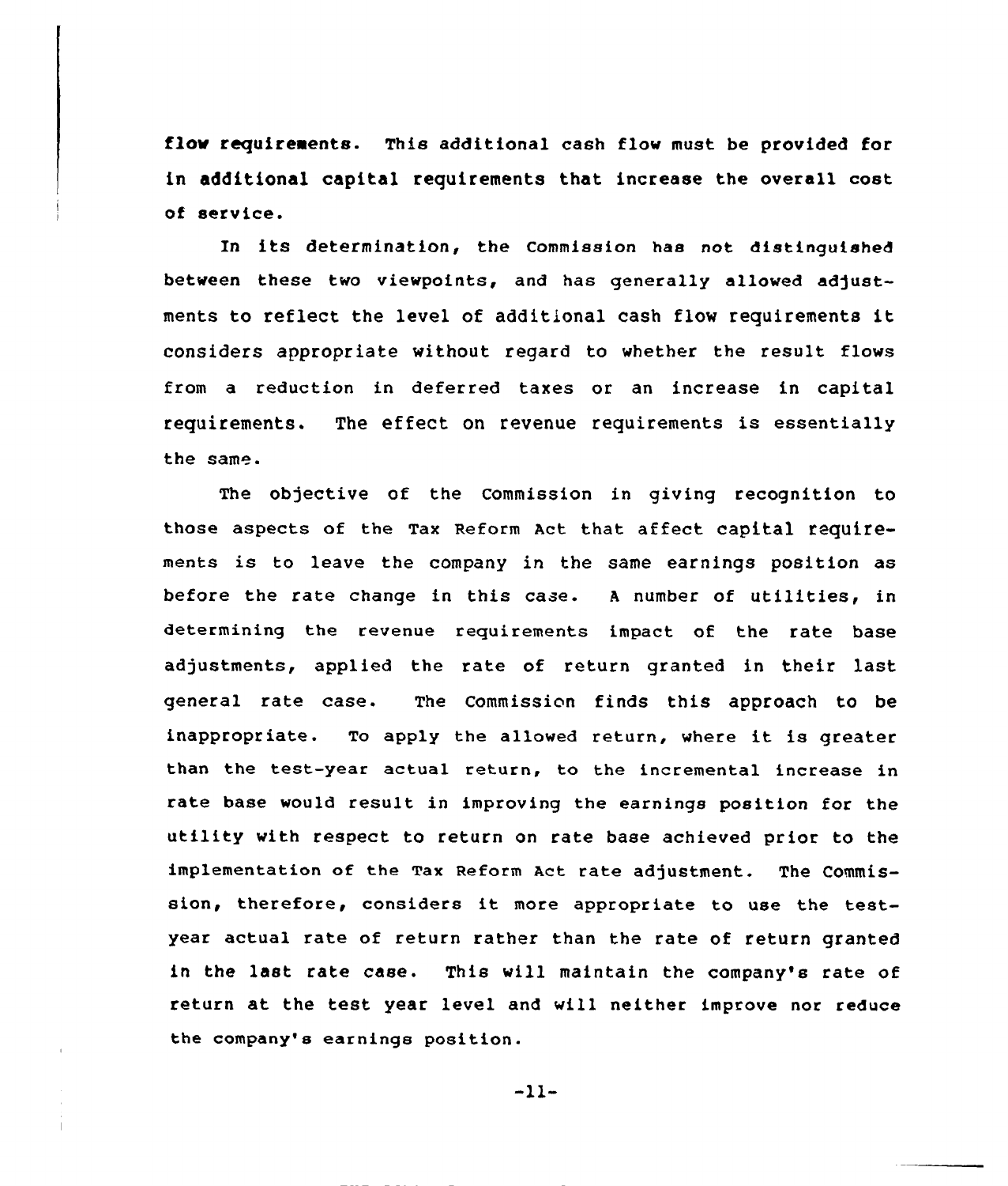flow requirements. This additional cash flow must be provided for in additional capital requirements that increase the overall cost of service.

In its determination, the Commission has not distinguished between these two viewpoints, and has generally allowed adjustments to reflect the level of additional cash flow requirements it considers appropriate without regard to whether the result flows from a reduction in deferred taxes or an increase in capital requirements. The effect on revenue requirements is essentially the same.

The objective of the Commission in giving recognition to those aspects of the Tax Reform Act that affect capital requirements is to leave the company in the same earnings position as before the rate change in this case. A number of utilities, in determining the revenue requirements impact of the rate base adjustments, applied the rate of return granted in their last general rate case. The Commission finds this approach to be inappropriate. To apply the allowed return, where it is greater than the test-year actual return, to the incremental increase in rate base would result in improving the earnings position for the utility with respect to return on rate base achieved prior to the implementation of the Tax Reform Act rate adjustment. The Commission, therefore, considers it more appropriate to use the test-year actual rate of return rather than the rate of return granted in the last rate case. This will maintain the company's rate of return at the test year level and will neither improve nor reduce the company's earnings position.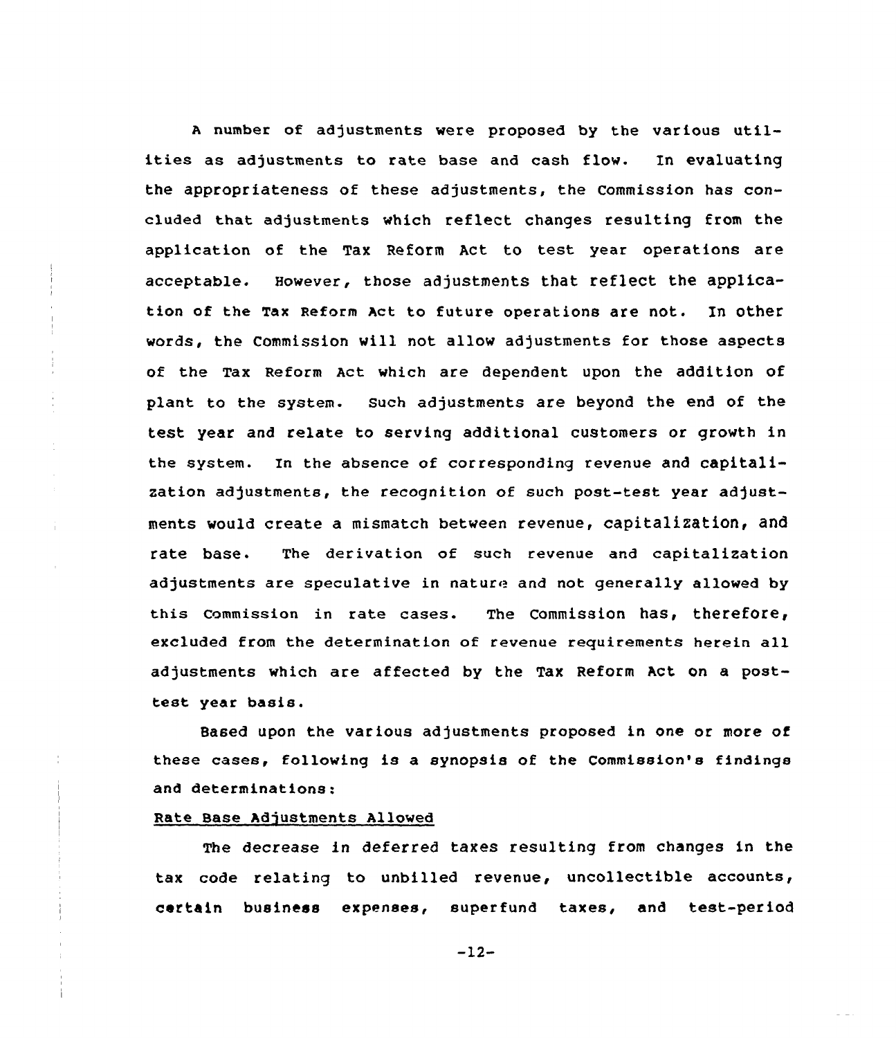A number of adjustments were proposed by the various utilities as adjustments to rate base and cash flow. In evaluating the appropriateness of these adjustments, the Commission has concluded that adjustments which reflect changes resulting from the application of the Tax Reform Act to test year operations are acceptable. However, those adjustments that reflect the application of the Tax Reform Act to future operations are not. In other words, the Commission will not allow adjustments for those aspects of the Tax Reform Act which are dependent upon the addition of plant to the system. Such adjustments are beyond the end of the test year and relate to serving additional customers or growth in the system. In the absence of corresponding revenue and capitalization adjustments, the recognition of such post-test year adjustments would create a mismatch between revenue, capitalization, and rate base. The derivation of such revenue and capitalization adjustments are speculative in nature and not generally allowed by this Commission in rate cases. The Commission has, therefore, excluded from the determination of revenue requirements herein all adjustments which are affected by the Tax Reform Act on a post-test year basis.

Based upon the various adjustments proposed in one or more of these cases, following is a synopsis of the Commission's findings and determinations:

Rate Base Adjustments Allowed

The decrease in deferred taxes resulting from changes in the tax code relating to unbilled revenue, uncollectible accounts, certain business expenses, superfund taxes, and test-period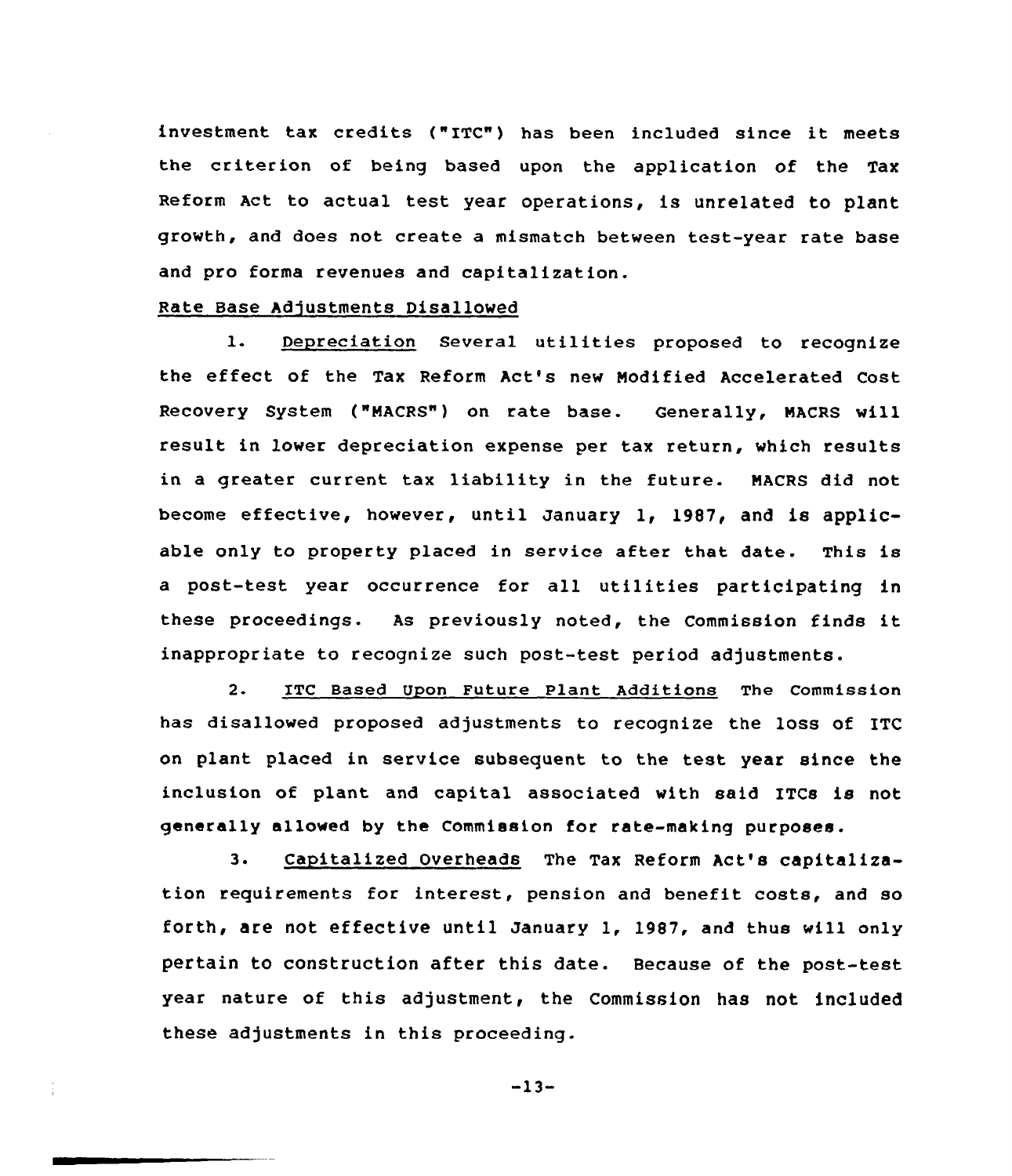investment tax credits ("ITC") has been included since it meets the criterion of being based upon the application of the Tax Reform Act to actual test year operations, is unrelated to plant growth, and does not create a mismatch between test-year rate base and pro forma revenues and capitalization.

Rate Base Adjustments Disallowed

1. Depreciation Several utilities proposed to recognize the effect of the Tax Reform Act's new Modified Accelerated Cost Recovery System ("MACRS") on rate base. Generally, MACRS will result in lower depreciation expense per tax return, which results in a greater current tax liability in the future. MACRS did not become effective, however, until January 1, 1987, and is applicable only to property placed in service after that date. This is a post-test year occurrence for all utilities participating in these proceedings. As previously noted, the Commission finds it inappropriate to recognize such post-test period adjustments.

2. ITC Based Upon Future Plant Additions The Commission has disallowed proposed adjustments to recognize the loss of ITC on plant placed in service subsequent to the test year since the inclusion of plant and capital associated with said ITCs is not generally allowed by the Commission for rate-making purposes.

3. Capitalized Overheads The Tax Reform Act's capitalization requirements for interest, pension and benefit costs, and so forth, are not effective until January 1, 1987, and thus will only pertain to construction after this date. Because of the post-test year nature of this adjustment, the Commission has not included these adjustments in this proceeding.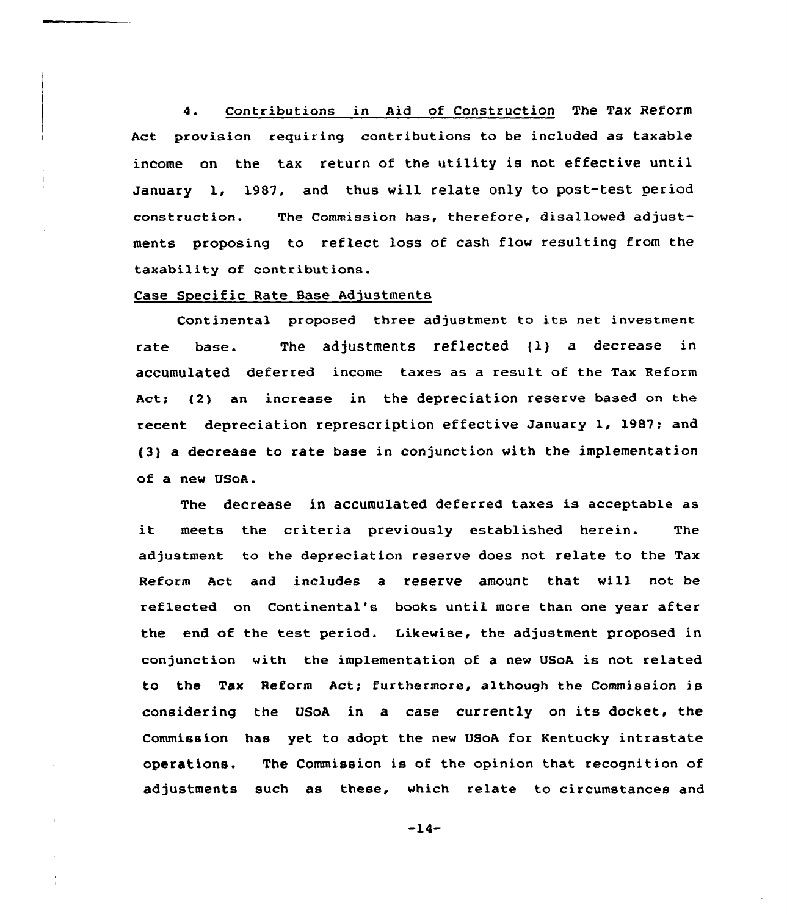4. Contributions in Aid of Construction The Tax Reform Act provision requiring contributions to be included as taxable income on the tax return of the utility is not effective until January 1, 1987, and thus will relate only to post-test period construction. The Commission has, therefore, disallowed adjustments proposing to reflect loss of cash flow resulting from the taxability of contributions.

Case Specific Rate Base Adjustments

Continental proposed three adjustment to its net investment rate base. The adjustments reflected (1) a decrease in accumulated deferred income taxes as a result of the Tax Reform Act; (2) an increase in the depreciation reserve based on the recent depreciation represcription effective January 1, 1987; and (3) a decrease to rate base in conjunction with the implementation of a new USoA.

The decrease in accumulated deferred taxes is acceptable as it meets the criteria previously established herein. The adjustment to the depreciation reserve does not relate to the Tax Reform Act and includes a reserve amount that will not be reflected on Continental's books until more than one year after the end of the test period. Likewise, the adjustment proposed in conjunction with the implementation of a new USoA is not related to the Tax Reform Act; furthermore, although the Commission is considering the USoA in a case currently on its docket, the Commission has yet to adopt the new USoA for Kentucky intrastate operations. The Commission is of the opinion that recognition of adjustments such as these, which relate to circumstances and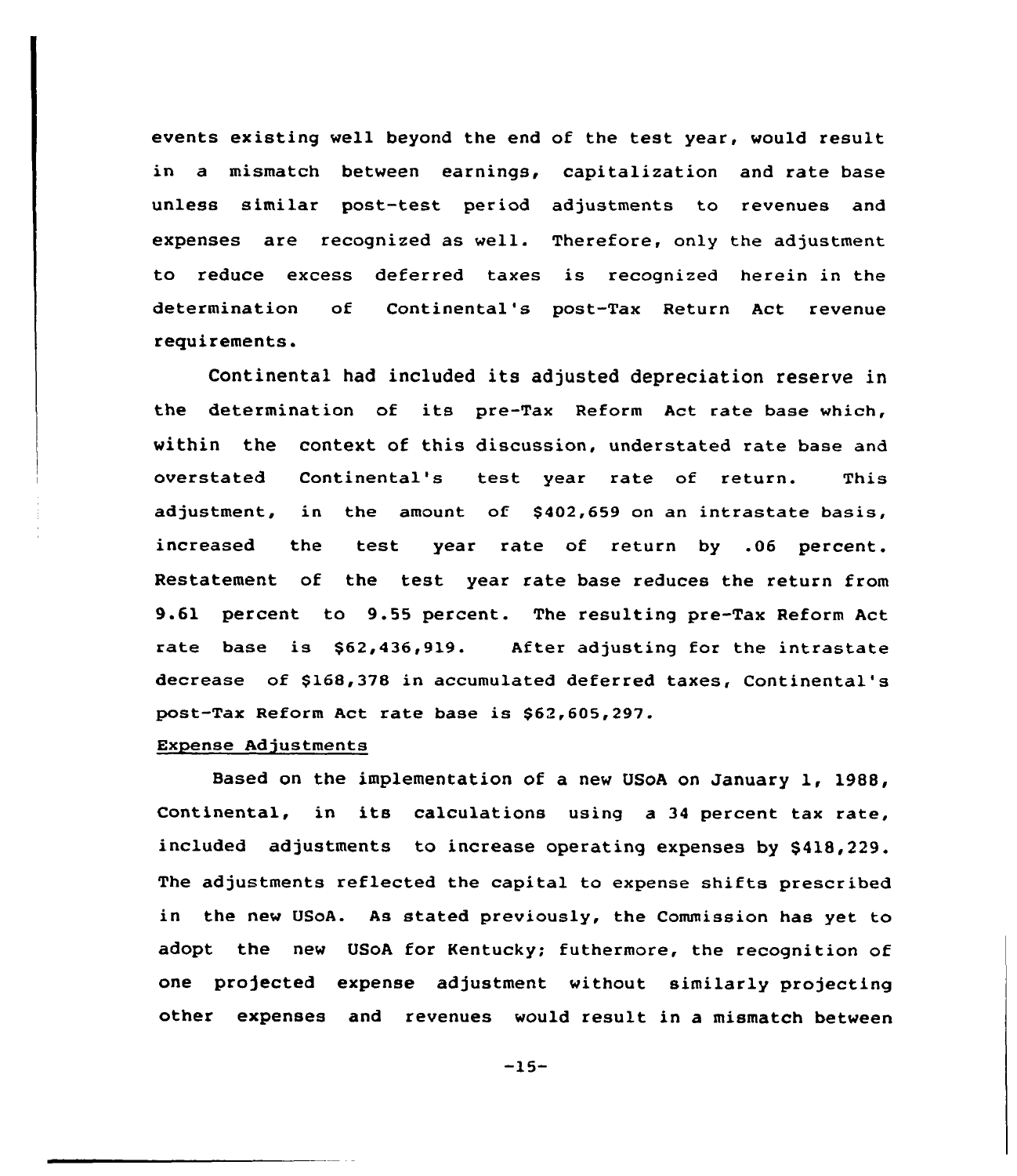events existing well beyond the end of the test year, would result in a mismatch between earnings, capitalization and rate base unless similar post-test period adjustments to revenues and expenses are recognized as well. Therefore, only the adjustment to reduce excess deferred taxes is recognized herein in the determination of Continental's post-Tax Return Act revenue requirements.

Continental had included its adjusted depreciation reserve in the determination of its pre-Tax Reform Act rate base which, within the context of this discussion, understated rate base and overstated Continental's test year rate of return. This adjustment, in the amount of $402,659 on an intrastate basis, increased the test year rate of return by .06 percent. Restatement of the test year rate base reduces the return from 9.61 percent to 9.55 percent. The resulting pre-Tax Reform Act rate base is $62,436,919. After adjusting for the intrastate decrease of $168,378 in accumulated deferred taxes, Continental's post-Tax Reform Act rate base is $62,605,297.

Expense Adjustments

Based on the implementation of a new USoA on January 1, 1988, Continental, in its calculations using a 34 percent tax rate, included adjustments to increase operating expenses by $418,229. The adjustments reflected the capital to expense shifts prescribed in the new USoA. As stated previously, the Commission has yet to adopt the new USoA for Kentucky; futhermore, the recognition of one projected expense adjustment without similarly projecting other expenses and revenues would result in a mismatch between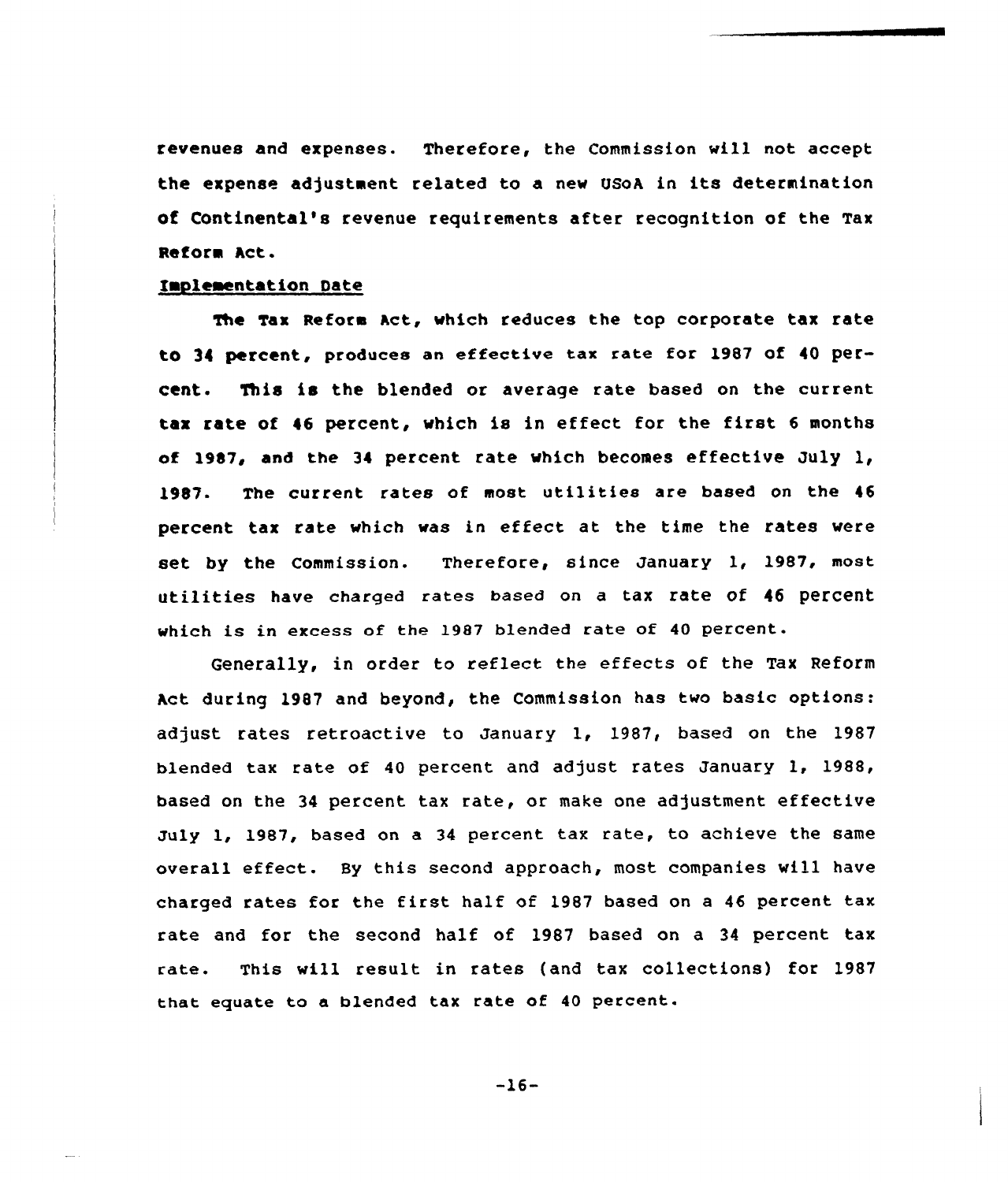revenues and expenses. Therefore, the Commission will not accept the expense adjustment related to a new USoA in its determination of Continental's revenue requirements after recognition of the Tax Reform Act.

## Implementation Date

The Tax Reform Act, which reduces the top corporate tax rate to 34 percent, produces an effective tax rate for 1987 of 40 percent. This is the blended or average rate based on the current tax rate of 46 percent, which is in effect for the first 6 months of 1987, and the 34 percent rate which becomes effective July 1, 1987. The current rates of most utilities are based on the 46 percent tax rate which was in effect at the time the rates were set by the Commission. Therefore, since January 1, 1987, most utilities have charged rates based on a tax rate of 46 percent which is in excess of the 1987 blended rate of 40 percent.

Generally, in order to reflect the effects of the Tax Reform Act during 1987 and beyond, the Commission has two basic options: adjust rates retroactive to January 1, 1987, based on the 1987 blended tax rate of 40 percent and adjust rates January 1, 1988, based on the 34 percent tax rate, or make one adjustment effective July 1, 1987, based on a 34 percent tax rate, to achieve the same overall effect. By this second approach, most companies will have charged rates for the first half of 1987 based on a 46 percent tax rate and for the second half of 1987 based on a 34 percent tax rate. This will result in rates (and tax collections) for 1987 that equate to a blended tax rate of 40 percent.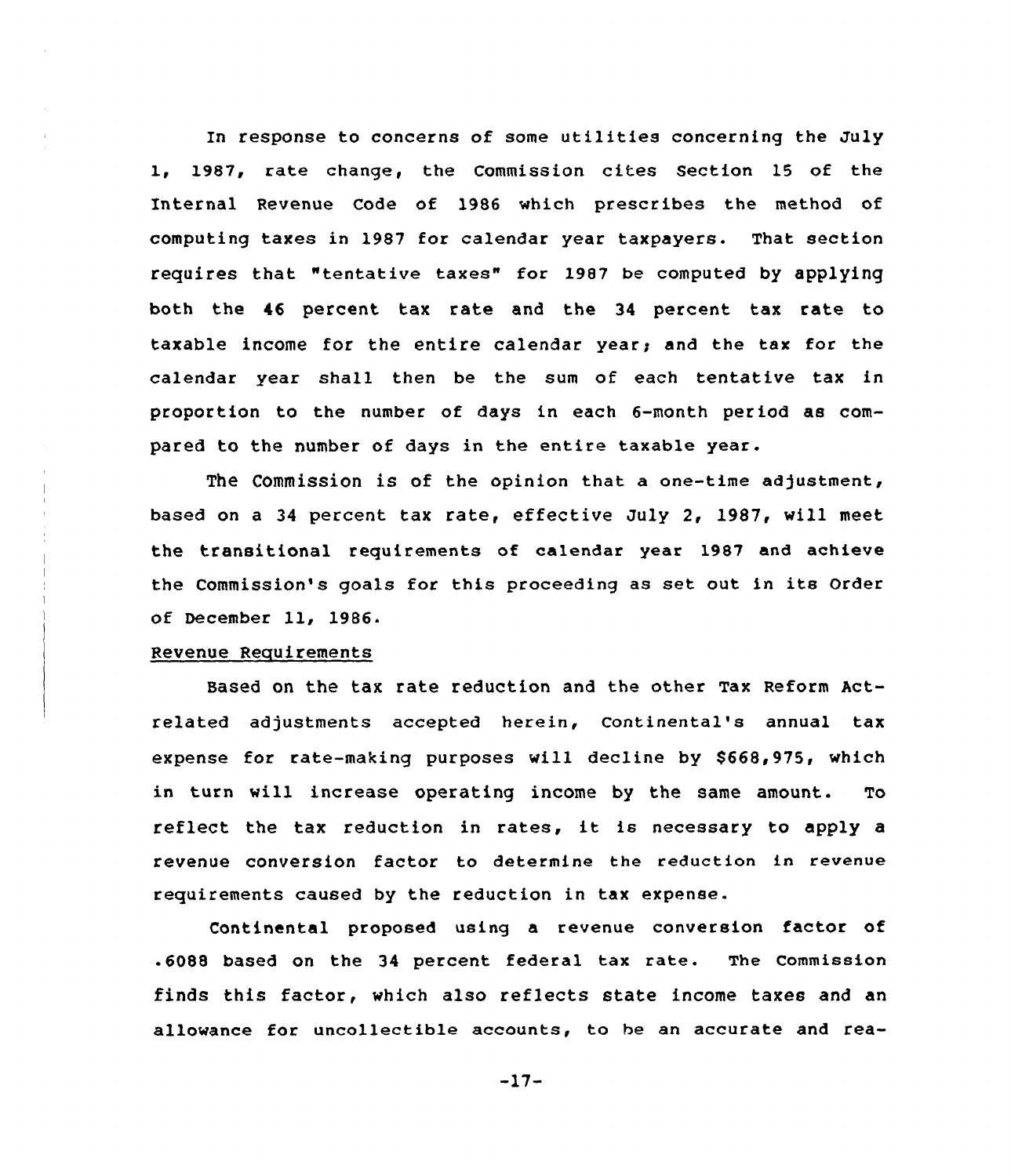In response to concerns of some utilities concerning the July 1, 1987, rate change, the Commission cites Section 15 of the Internal Revenue Code of 1986 which prescribes the method of computing taxes in 1987 for calendar year taxpayers. That section requires that "tentative taxes" for 1987 be computed by applying both the 46 percent tax rate and the 34 percent tax rate to taxable income for the entire calendar year; and the tax for the calendar year shall then be the sum of each tentative tax in proportion to the number of days in each 6-month period as compared to the number of days in the entire taxable year.

The Commission is of the opinion that a one-time adjustment, based on a 34 percent tax rate, effective July 2, 1987, will meet the transitional requirements of calendar year 1987 and achieve the Commission's goals for this proceeding as set out in its Order of December 11, 1986.

<u>Revenue Requirements</u>

Based on the tax rate reduction and the other Tax Reform Act-related adjustments accepted herein, Continental's annual tax expense for rate-making purposes will decline by $668,975, which in turn will increase operating income by the same amount. To reflect the tax reduction in rates, it is necessary to apply a revenue conversion factor to determine the reduction in revenue requirements caused by the reduction in tax expense.

Continental proposed using a revenue conversion factor of .6088 based on the 34 percent federal tax rate. The Commission finds this factor, which also reflects state income taxes and an allowance for uncollectible accounts, to be an accurate and rea-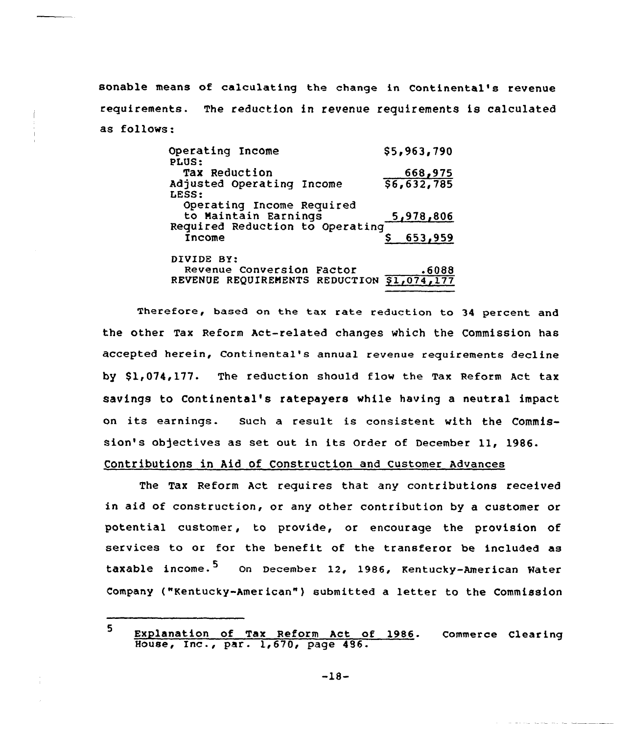sonable means of calculating the change in Continental's revenue requirements. The reduction in revenue requirements is calculated as follows:

| | |
|---|---|
| Operating Income | $5,963,790 |
| PLUS: | |
| Tax Reduction | 668,975 |
| Adjusted Operating Income | $6,632,785 |
| LESS: | |
| Operating Income Required to Maintain Earnings | 5,978,806 |
| Required Reduction to Operating Income | $ 653,959 |
| DIVIDE BY: | |
| Revenue Conversion Factor | .6088 |
| REVENUE REQUIREMENTS REDUCTION | $1,074,177 |

Therefore, based on the tax rate reduction to 34 percent and the other Tax Reform Act-related changes which the Commission has accepted herein, Continental's annual revenue requirements decline by $1,074,177. The reduction should flow the Tax Reform Act tax savings to Continental's ratepayers while having a neutral impact on its earnings. Such a result is consistent with the Commission's objectives as set out in its Order of December 11, 1986.

<u>Contributions in Aid of Construction and Customer Advances</u>

The Tax Reform Act requires that any contributions received in aid of construction, or any other contribution by a customer or potential customer, to provide, or encourage the provision of services to or for the benefit of the transferor be included as taxable income.[5] On December 12, 1986, Kentucky-American Water Company ("Kentucky-American") submitted a letter to the Commission

---

[5] <u>Explanation of Tax Reform Act of 1986</u>. Commerce Clearing House, Inc., par. 1,670, page 496.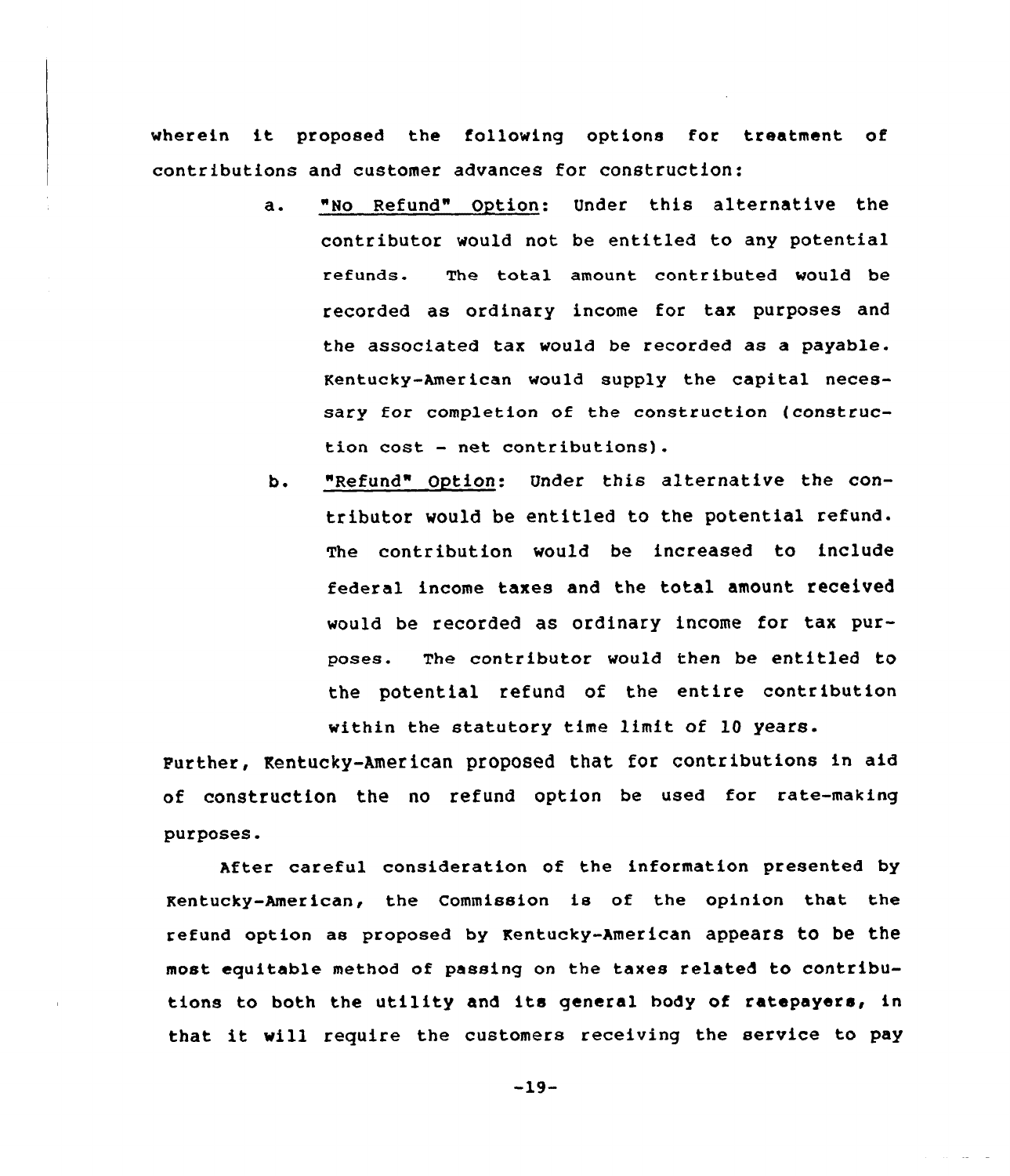wherein it proposed the following options for treatment of contributions and customer advances for construction:

a. <u>"No Refund" Option</u>: Under this alternative the contributor would not be entitled to any potential refunds. The total amount contributed would be recorded as ordinary income for tax purposes and the associated tax would be recorded as a payable. Kentucky-American would supply the capital necessary for completion of the construction (construction cost - net contributions).

b. <u>"Refund" Option</u>: Under this alternative the contributor would be entitled to the potential refund. The contribution would be increased to include federal income taxes and the total amount received would be recorded as ordinary income for tax purposes. The contributor would then be entitled to the potential refund of the entire contribution within the statutory time limit of 10 years.

Further, Kentucky-American proposed that for contributions in aid of construction the no refund option be used for rate-making purposes.

After careful consideration of the information presented by Kentucky-American, the Commission is of the opinion that the refund option as proposed by Kentucky-American appears to be the most equitable method of passing on the taxes related to contributions to both the utility and its general body of ratepayers, in that it will require the customers receiving the service to pay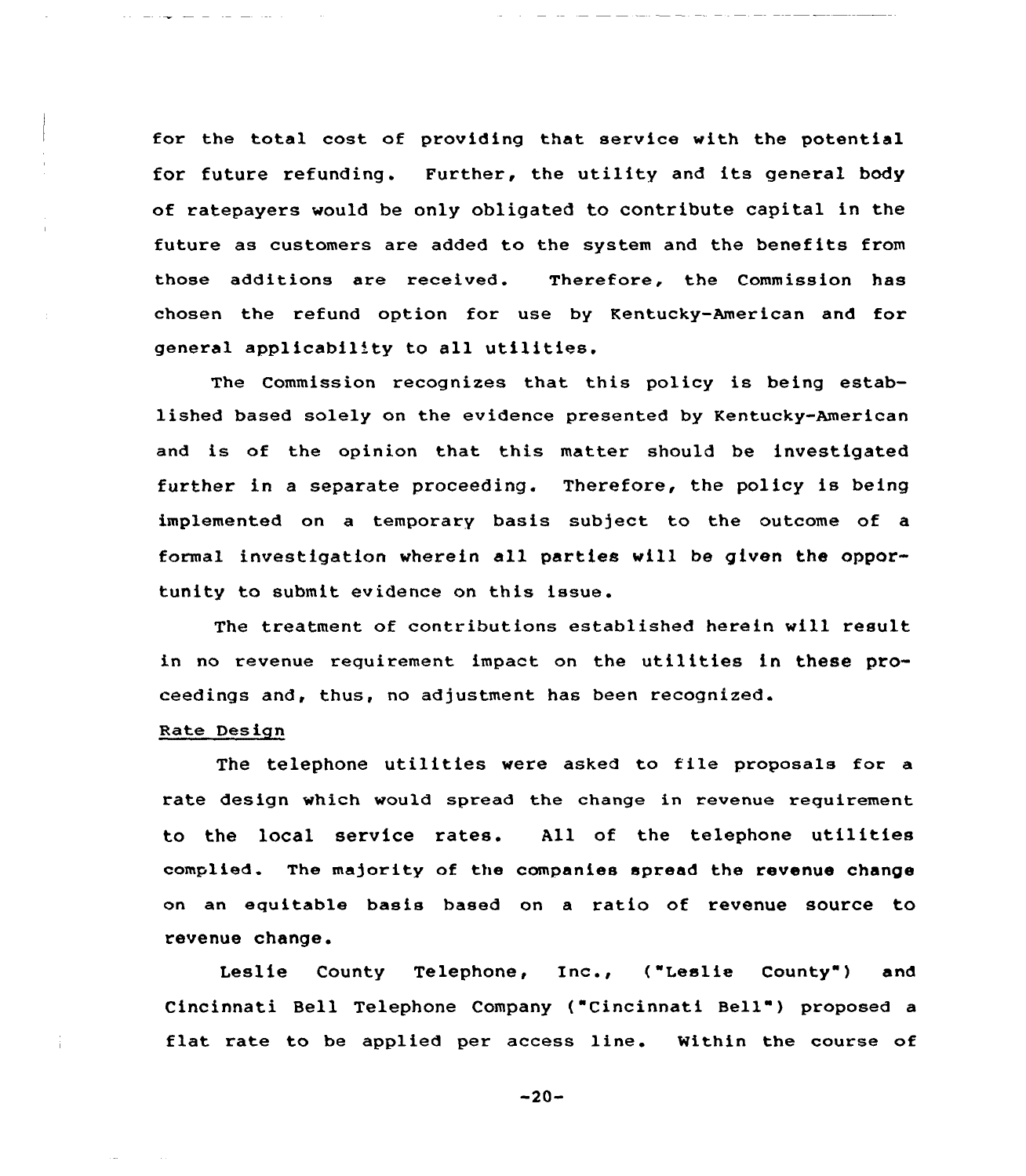for the total cost of providing that service with the potential for future refunding. Further, the utility and its general body of ratepayers would be only obligated to contribute capital in the future as customers are added to the system and the benefits from those additions are received. Therefore, the Commission has chosen the refund option for use by Kentucky-American and for general applicability to all utilities.

The Commission recognizes that this policy is being established based solely on the evidence presented by Kentucky-American and is of the opinion that this matter should be investigated further in a separate proceeding. Therefore, the policy is being implemented on a temporary basis subject to the outcome of a formal investigation wherein all parties will be given the opportunity to submit evidence on this issue.

The treatment of contributions established herein will result in no revenue requirement impact on the utilities in these proceedings and, thus, no adjustment has been recognized.

Rate Design

The telephone utilities were asked to file proposals for a rate design which would spread the change in revenue requirement to the local service rates. All of the telephone utilities complied. The majority of the companies spread the revenue change on an equitable basis based on a ratio of revenue source to revenue change.

Leslie County Telephone, Inc., ("Leslie County") and Cincinnati Bell Telephone Company ("Cincinnati Bell") proposed a flat rate to be applied per access line. Within the course of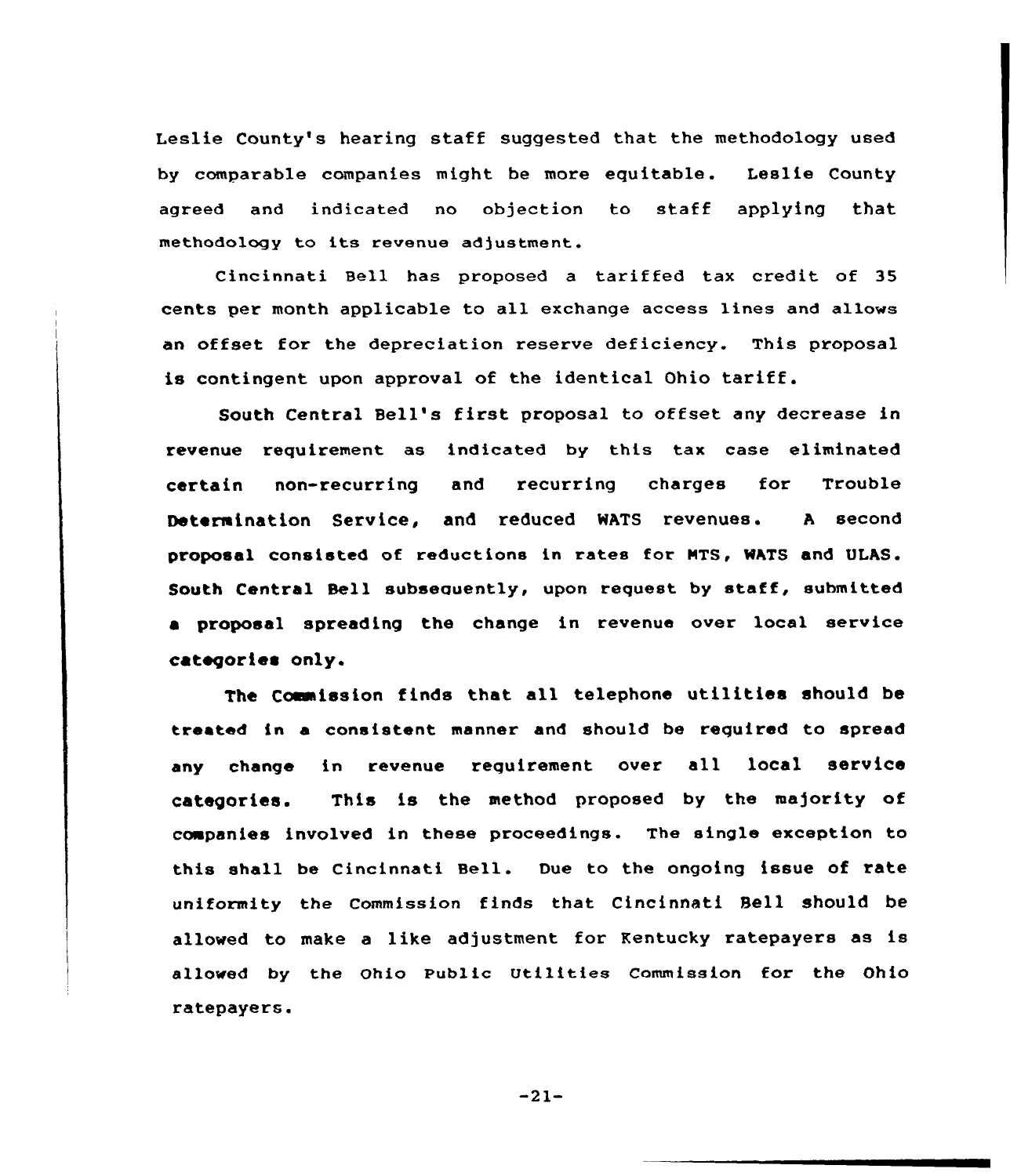Leslie County's hearing staff suggested that the methodology used by comparable companies might be more equitable. Leslie County agreed and indicated no objection to staff applying that methodology to its revenue adjustment.

Cincinnati Bell has proposed a tariffed tax credit of 35 cents per month applicable to all exchange access lines and allows an offset for the depreciation reserve deficiency. This proposal is contingent upon approval of the identical Ohio tariff.

South Central Bell's first proposal to offset any decrease in revenue requirement as indicated by this tax case eliminated certain non-recurring and recurring charges for Trouble Determination Service, and reduced WATS revenues. A second proposal consisted of reductions in rates for MTS, WATS and ULAS. South Central Bell subsequently, upon request by staff, submitted a proposal spreading the change in revenue over local service categories only.

The Commission finds that all telephone utilities should be treated in a consistent manner and should be required to spread any change in revenue requirement over all local service categories. This is the method proposed by the majority of companies involved in these proceedings. The single exception to this shall be Cincinnati Bell. Due to the ongoing issue of rate uniformity the Commission finds that Cincinnati Bell should be allowed to make a like adjustment for Kentucky ratepayers as is allowed by the Ohio Public Utilities Commission for the Ohio ratepayers.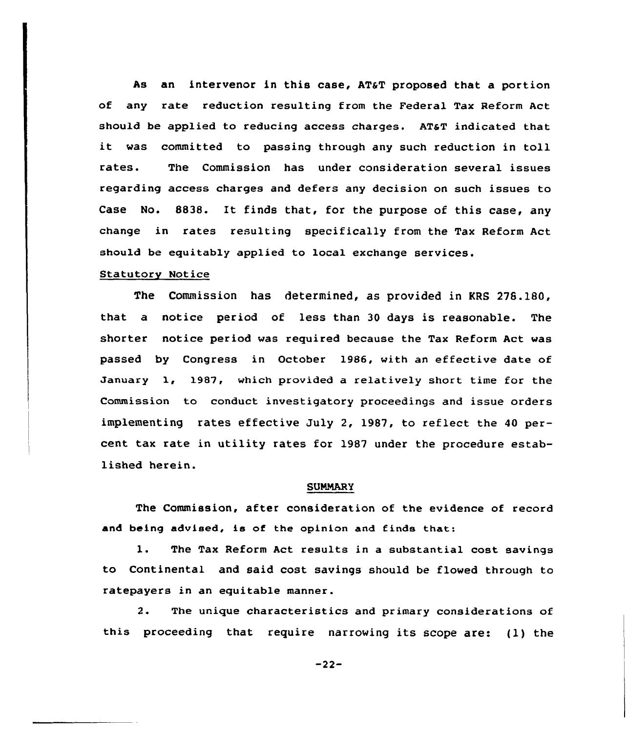As an intervenor in this case, AT&T proposed that a portion of any rate reduction resulting from the Federal Tax Reform Act should be applied to reducing access charges. AT&T indicated that it was committed to passing through any such reduction in toll rates. The Commission has under consideration several issues regarding access charges and defers any decision on such issues to Case No. 8838. It finds that, for the purpose of this case, any change in rates resulting specifically from the Tax Reform Act should be equitably applied to local exchange services.

Statutory Notice

The Commission has determined, as provided in KRS 278.180, that a notice period of less than 30 days is reasonable. The shorter notice period was required because the Tax Reform Act was passed by Congress in October 1986, with an effective date of January 1, 1987, which provided a relatively short time for the Commission to conduct investigatory proceedings and issue orders implementing rates effective July 2, 1987, to reflect the 40 percent tax rate in utility rates for 1987 under the procedure established herein.

## SUMMARY

The Commission, after consideration of the evidence of record and being advised, is of the opinion and finds that:

1. The Tax Reform Act results in a substantial cost savings to Continental and said cost savings should be flowed through to ratepayers in an equitable manner.

2. The unique characteristics and primary considerations of this proceeding that require narrowing its scope are: (1) the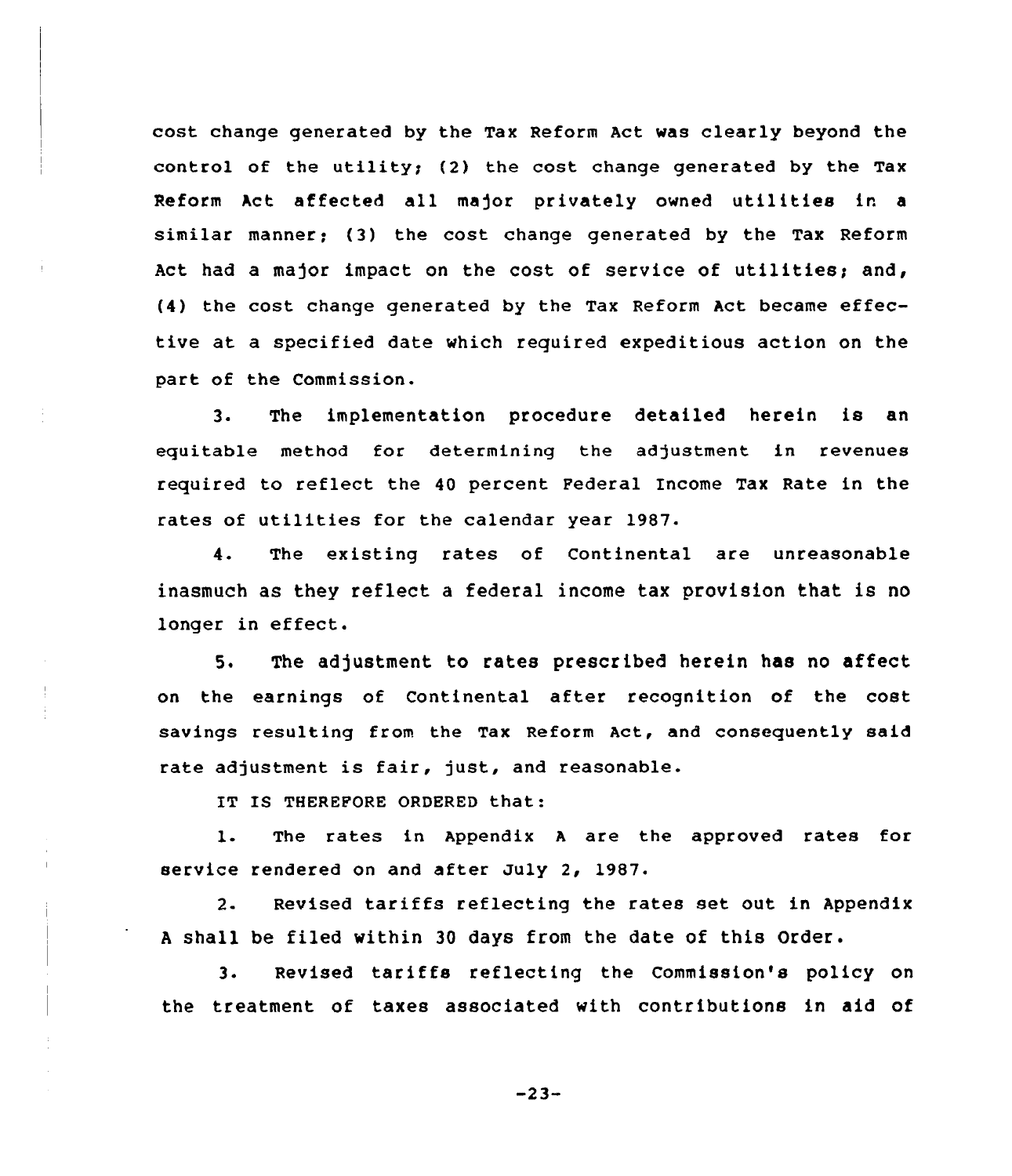cost change generated by the Tax Reform Act was clearly beyond the control of the utility; (2) the cost change generated by the Tax Reform Act affected all major privately owned utilities in a similar manner; (3) the cost change generated by the Tax Reform Act had a major impact on the cost of service of utilities; and, (4) the cost change generated by the Tax Reform Act became effective at a specified date which required expeditious action on the part of the Commission.

3. The implementation procedure detailed herein is an equitable method for determining the adjustment in revenues required to reflect the 40 percent Federal Income Tax Rate in the rates of utilities for the calendar year 1987.

4. The existing rates of Continental are unreasonable inasmuch as they reflect a federal income tax provision that is no longer in effect.

5. The adjustment to rates prescribed herein has no affect on the earnings of Continental after recognition of the cost savings resulting from the Tax Reform Act, and consequently said rate adjustment is fair, just, and reasonable.

IT IS THEREFORE ORDERED that:

1. The rates in Appendix A are the approved rates for service rendered on and after July 2, 1987.

2. Revised tariffs reflecting the rates set out in Appendix A shall be filed within 30 days from the date of this Order.

3. Revised tariffs reflecting the Commission's policy on the treatment of taxes associated with contributions in aid of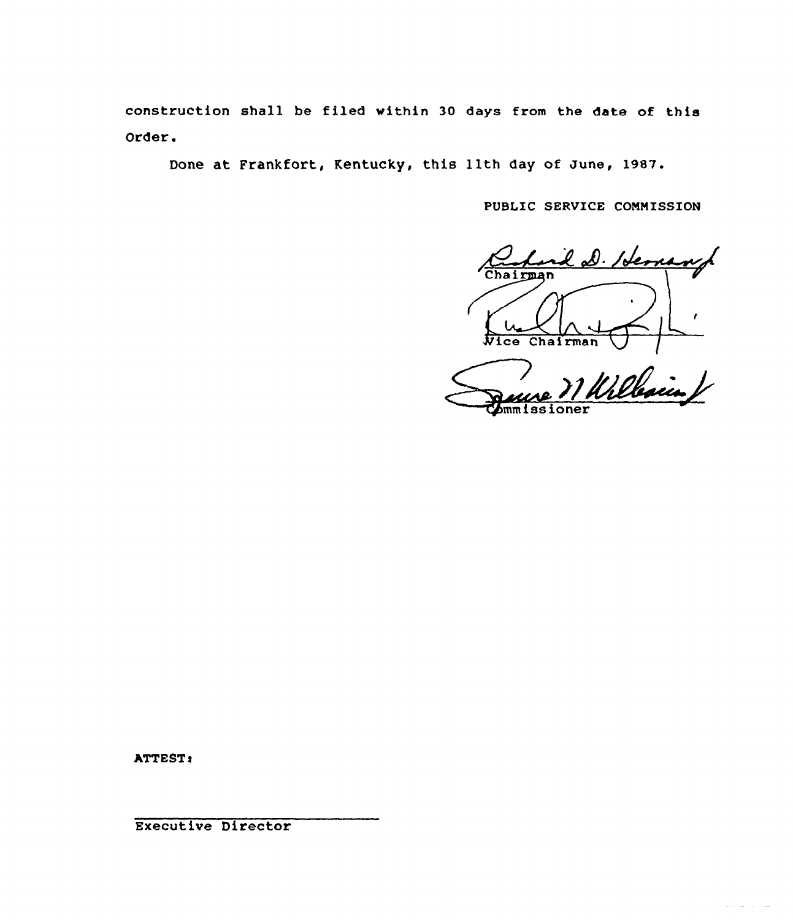construction shall be filed within 30 days from the date of this Order.

Done at Frankfort, Kentucky, this 11th day of June, 1987.

PUBLIC SERVICE COMMISSION

Chairman

Vice Chairman

Commissioner

ATTEST:

Executive Director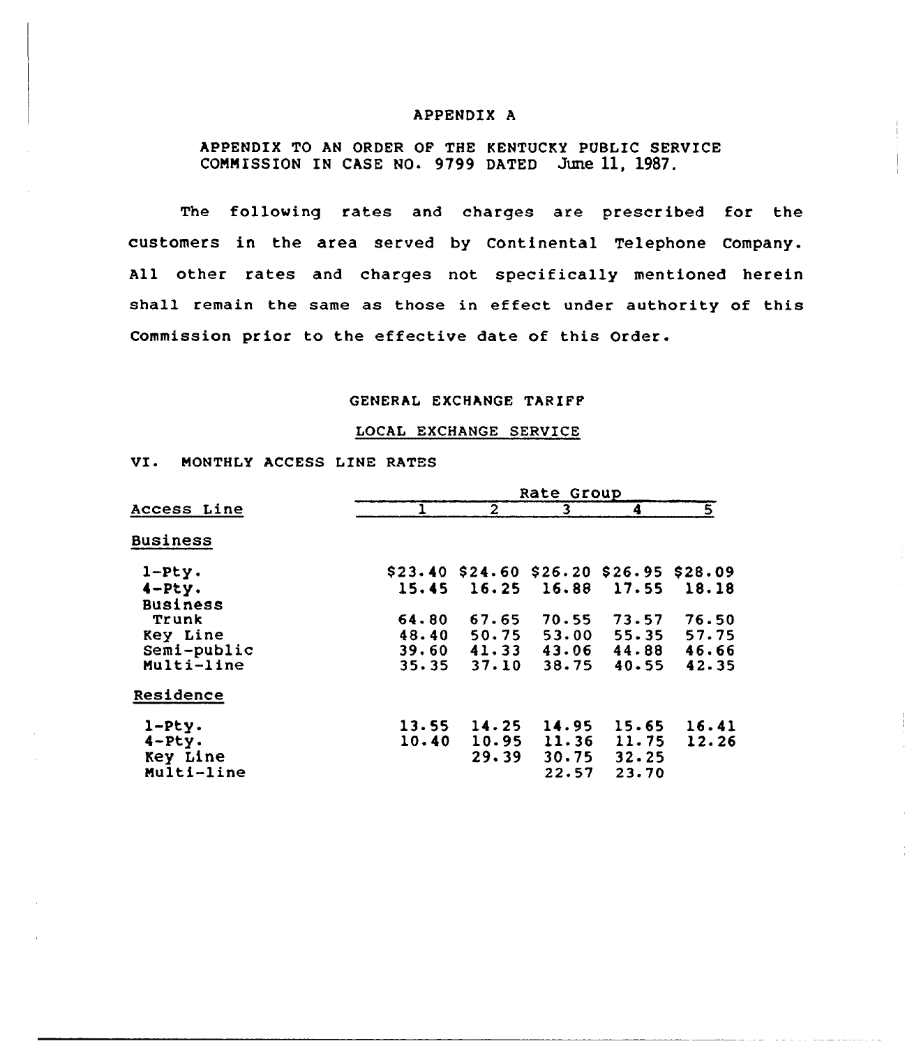# APPENDIX A

APPENDIX TO AN ORDER OF THE KENTUCKY PUBLIC SERVICE COMMISSION IN CASE NO. 9799 DATED June 11, 1987.

The following rates and charges are prescribed for the customers in the area served by Continental Telephone Company. All other rates and charges not specifically mentioned herein shall remain the same as those in effect under authority of this Commission prior to the effective date of this Order.

## GENERAL EXCHANGE TARIFF

### LOCAL EXCHANGE SERVICE

VI. MONTHLY ACCESS LINE RATES

| Access Line | Rate Group | | | | |
|---|---|---|---|---|---|
| | 1 | 2 | 3 | 4 | 5 |
| **Business** | | | | | |
| 1-Pty. | $23.40 | $24.60 | $26.20 | $26.95 | $28.09 |
| 4-Pty. | 15.45 | 16.25 | 16.88 | 17.55 | 18.18 |
| Business Trunk | 64.80 | 67.65 | 70.55 | 73.57 | 76.50 |
| Key Line | 48.40 | 50.75 | 53.00 | 55.35 | 57.75 |
| Semi-public | 39.60 | 41.33 | 43.06 | 44.88 | 46.66 |
| Multi-line | 35.35 | 37.10 | 38.75 | 40.55 | 42.35 |
| **Residence** | | | | | |
| 1-Pty. | 13.55 | 14.25 | 14.95 | 15.65 | 16.41 |
| 4-Pty. | 10.40 | 10.95 | 11.36 | 11.75 | 12.26 |
| Key Line | | 29.39 | 30.75 | 32.25 | |
| Multi-line | | | 22.57 | 23.70 | |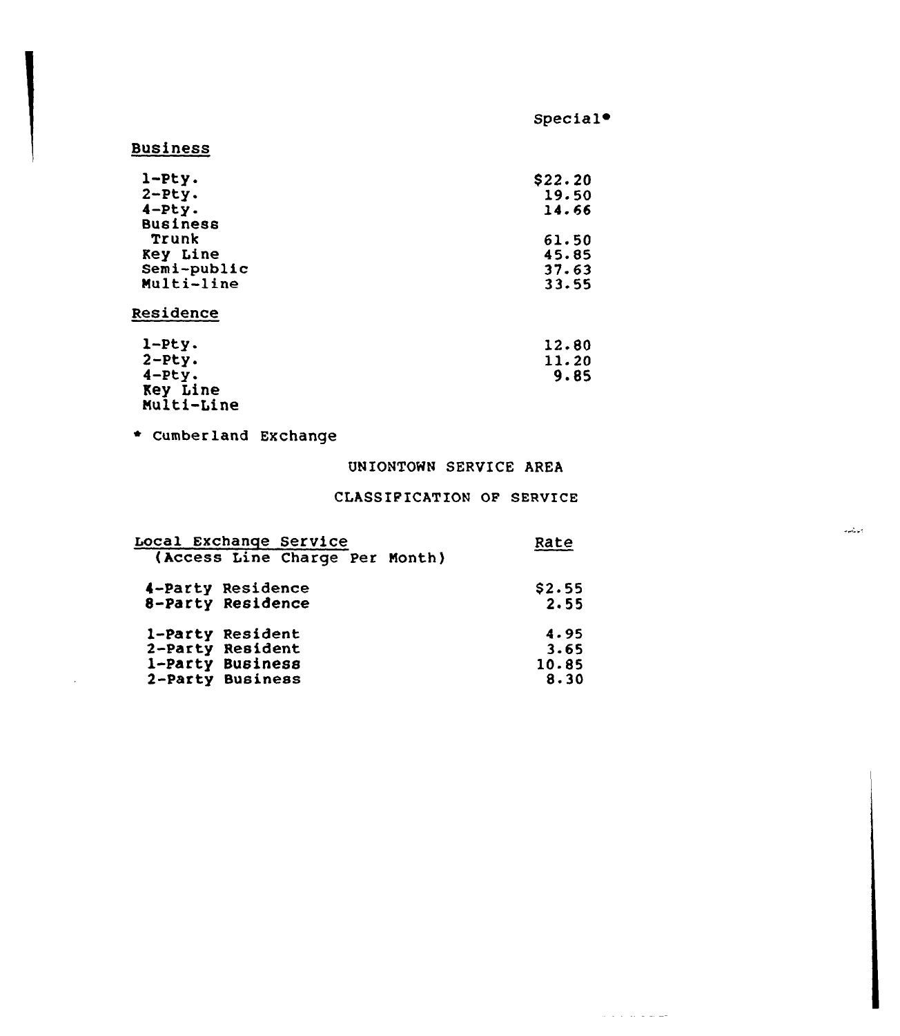| | Special* |
|---|---|
| **Business** | |
| 1-Pty. | $22.20 |
| 2-Pty. | 19.50 |
| 4-Pty. | 14.66 |
| Business Trunk | 61.50 |
| Key Line | 45.85 |
| Semi-public | 37.63 |
| Multi-line | 33.55 |
| **Residence** | |
| 1-Pty. | 12.80 |
| 2-Pty. | 11.20 |
| 4-Pty. | 9.85 |
| Key Line | |
| Multi-Line | |

* Cumberland Exchange

UNIONTOWN SERVICE AREA

CLASSIFICATION OF SERVICE

| Local Exchange Service (Access Line Charge Per Month) | Rate |
|---|---|
| 4-Party Residence | $2.55 |
| 8-Party Residence | 2.55 |
| 1-Party Resident | 4.95 |
| 2-Party Resident | 3.65 |
| 1-Party Business | 10.85 |
| 2-Party Business | 8.30 |